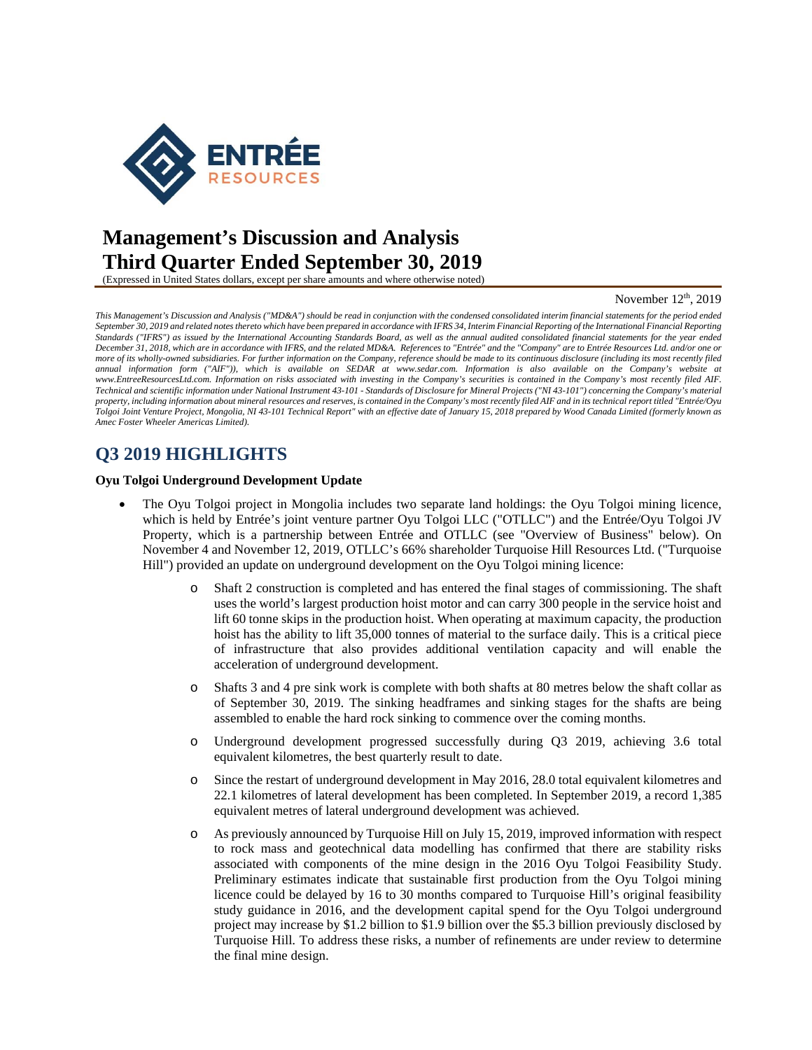# Management's Discussion and Analysis
# Third Quarter Ended September 30, 2019

(Expressed in United States dollars, except per share amounts and where otherwise noted)

November 12th, 2019

*This Management's Discussion and Analysis ("MD&A") should be read in conjunction with the condensed consolidated interim financial statements for the period ended September 30, 2019 and related notes thereto which have been prepared in accordance with IFRS 34, Interim Financial Reporting of the International Financial Reporting Standards ("IFRS") as issued by the International Accounting Standards Board, as well as the annual audited consolidated financial statements for the year ended December 31, 2018, which are in accordance with IFRS, and the related MD&A. References to "Entrée" and the "Company" are to Entrée Resources Ltd. and/or one or more of its wholly-owned subsidiaries. For further information on the Company, reference should be made to its continuous disclosure (including its most recently filed annual information form ("AIF")), which is available on SEDAR at www.sedar.com. Information is also available on the Company's website at www.EntreeResourcesLtd.com. Information on risks associated with investing in the Company's securities is contained in the Company's most recently filed AIF. Technical and scientific information under National Instrument 43-101 - Standards of Disclosure for Mineral Projects ("NI 43-101") concerning the Company's material property, including information about mineral resources and reserves, is contained in the Company's most recently filed AIF and in its technical report titled "Entrée/Oyu Tolgoi Joint Venture Project, Mongolia, NI 43-101 Technical Report" with an effective date of January 15, 2018 prepared by Wood Canada Limited (formerly known as Amec Foster Wheeler Americas Limited).*

## Q3 2019 HIGHLIGHTS

**Oyu Tolgoi Underground Development Update**

- The Oyu Tolgoi project in Mongolia includes two separate land holdings: the Oyu Tolgoi mining licence, which is held by Entrée's joint venture partner Oyu Tolgoi LLC ("OTLLC") and the Entrée/Oyu Tolgoi JV Property, which is a partnership between Entrée and OTLLC (see "Overview of Business" below). On November 4 and November 12, 2019, OTLLC's 66% shareholder Turquoise Hill Resources Ltd. ("Turquoise Hill") provided an update on underground development on the Oyu Tolgoi mining licence:
  - Shaft 2 construction is completed and has entered the final stages of commissioning. The shaft uses the world's largest production hoist motor and can carry 300 people in the service hoist and lift 60 tonne skips in the production hoist. When operating at maximum capacity, the production hoist has the ability to lift 35,000 tonnes of material to the surface daily. This is a critical piece of infrastructure that also provides additional ventilation capacity and will enable the acceleration of underground development.
  - Shafts 3 and 4 pre sink work is complete with both shafts at 80 metres below the shaft collar as of September 30, 2019. The sinking headframes and sinking stages for the shafts are being assembled to enable the hard rock sinking to commence over the coming months.
  - Underground development progressed successfully during Q3 2019, achieving 3.6 total equivalent kilometres, the best quarterly result to date.
  - Since the restart of underground development in May 2016, 28.0 total equivalent kilometres and 22.1 kilometres of lateral development has been completed. In September 2019, a record 1,385 equivalent metres of lateral underground development was achieved.
  - As previously announced by Turquoise Hill on July 15, 2019, improved information with respect to rock mass and geotechnical data modelling has confirmed that there are stability risks associated with components of the mine design in the 2016 Oyu Tolgoi Feasibility Study. Preliminary estimates indicate that sustainable first production from the Oyu Tolgoi mining licence could be delayed by 16 to 30 months compared to Turquoise Hill's original feasibility study guidance in 2016, and the development capital spend for the Oyu Tolgoi underground project may increase by $1.2 billion to $1.9 billion over the $5.3 billion previously disclosed by Turquoise Hill. To address these risks, a number of refinements are under review to determine the final mine design.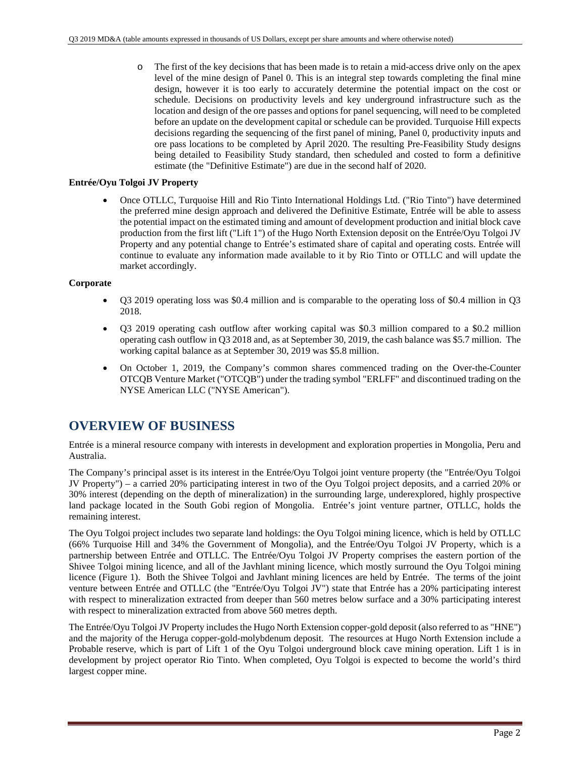- The first of the key decisions that has been made is to retain a mid-access drive only on the apex level of the mine design of Panel 0. This is an integral step towards completing the final mine design, however it is too early to accurately determine the potential impact on the cost or schedule. Decisions on productivity levels and key underground infrastructure such as the location and design of the ore passes and options for panel sequencing, will need to be completed before an update on the development capital or schedule can be provided. Turquoise Hill expects decisions regarding the sequencing of the first panel of mining, Panel 0, productivity inputs and ore pass locations to be completed by April 2020. The resulting Pre-Feasibility Study designs being detailed to Feasibility Study standard, then scheduled and costed to form a definitive estimate (the "Definitive Estimate") are due in the second half of 2020.

**Entrée/Oyu Tolgoi JV Property**

- Once OTLLC, Turquoise Hill and Rio Tinto International Holdings Ltd. ("Rio Tinto") have determined the preferred mine design approach and delivered the Definitive Estimate, Entrée will be able to assess the potential impact on the estimated timing and amount of development production and initial block cave production from the first lift ("Lift 1") of the Hugo North Extension deposit on the Entrée/Oyu Tolgoi JV Property and any potential change to Entrée's estimated share of capital and operating costs. Entrée will continue to evaluate any information made available to it by Rio Tinto or OTLLC and will update the market accordingly.

**Corporate**

- Q3 2019 operating loss was $0.4 million and is comparable to the operating loss of $0.4 million in Q3 2018.
- Q3 2019 operating cash outflow after working capital was $0.3 million compared to a $0.2 million operating cash outflow in Q3 2018 and, as at September 30, 2019, the cash balance was $5.7 million. The working capital balance as at September 30, 2019 was $5.8 million.
- On October 1, 2019, the Company's common shares commenced trading on the Over-the-Counter OTCQB Venture Market ("OTCQB") under the trading symbol "ERLFF" and discontinued trading on the NYSE American LLC ("NYSE American").

# OVERVIEW OF BUSINESS

Entrée is a mineral resource company with interests in development and exploration properties in Mongolia, Peru and Australia.

The Company's principal asset is its interest in the Entrée/Oyu Tolgoi joint venture property (the "Entrée/Oyu Tolgoi JV Property") – a carried 20% participating interest in two of the Oyu Tolgoi project deposits, and a carried 20% or 30% interest (depending on the depth of mineralization) in the surrounding large, underexplored, highly prospective land package located in the South Gobi region of Mongolia. Entrée's joint venture partner, OTLLC, holds the remaining interest.

The Oyu Tolgoi project includes two separate land holdings: the Oyu Tolgoi mining licence, which is held by OTLLC (66% Turquoise Hill and 34% the Government of Mongolia), and the Entrée/Oyu Tolgoi JV Property, which is a partnership between Entrée and OTLLC. The Entrée/Oyu Tolgoi JV Property comprises the eastern portion of the Shivee Tolgoi mining licence, and all of the Javhlant mining licence, which mostly surround the Oyu Tolgoi mining licence (Figure 1). Both the Shivee Tolgoi and Javhlant mining licences are held by Entrée. The terms of the joint venture between Entrée and OTLLC (the "Entrée/Oyu Tolgoi JV") state that Entrée has a 20% participating interest with respect to mineralization extracted from deeper than 560 metres below surface and a 30% participating interest with respect to mineralization extracted from above 560 metres depth.

The Entrée/Oyu Tolgoi JV Property includes the Hugo North Extension copper-gold deposit (also referred to as "HNE") and the majority of the Heruga copper-gold-molybdenum deposit. The resources at Hugo North Extension include a Probable reserve, which is part of Lift 1 of the Oyu Tolgoi underground block cave mining operation. Lift 1 is in development by project operator Rio Tinto. When completed, Oyu Tolgoi is expected to become the world's third largest copper mine.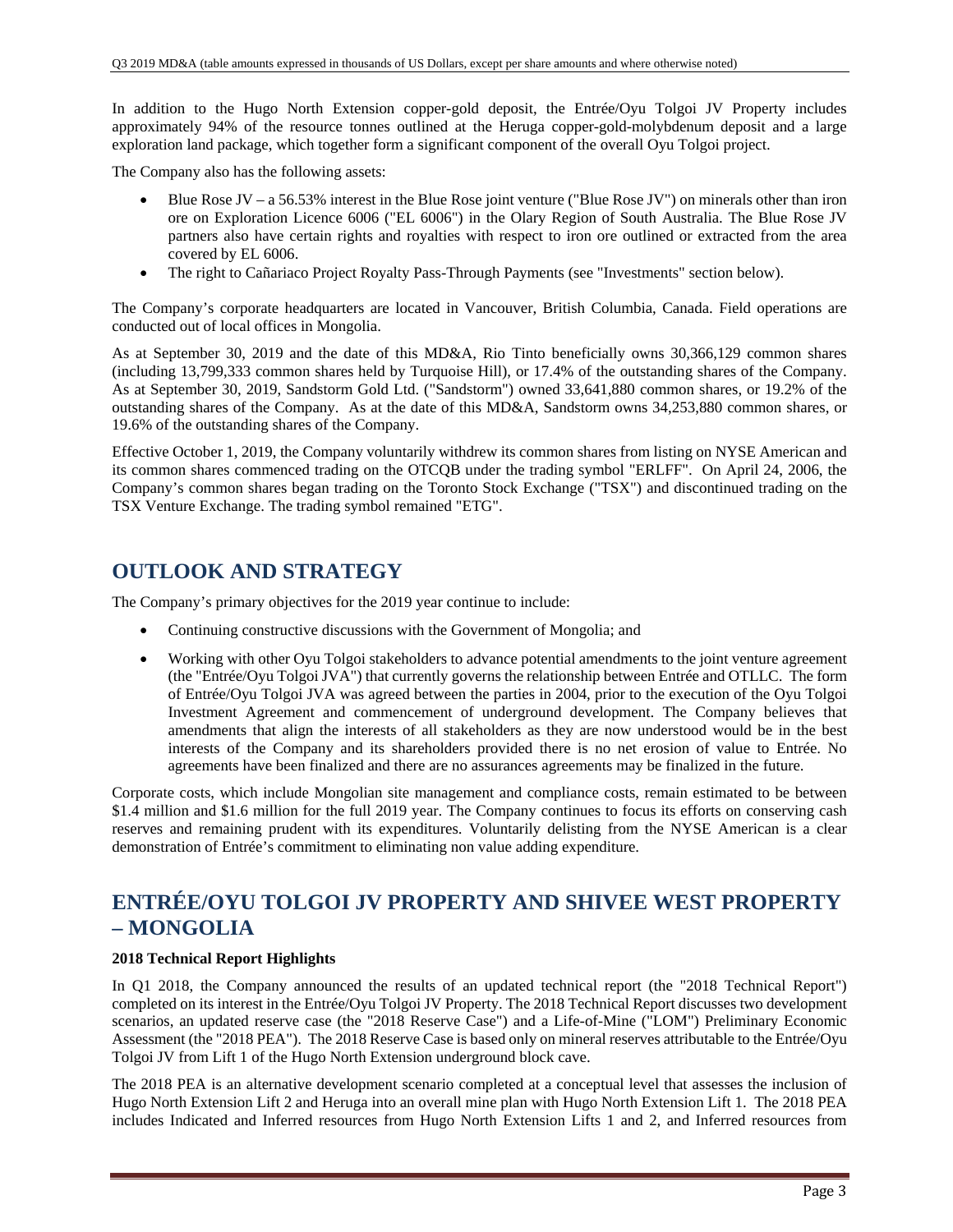In addition to the Hugo North Extension copper-gold deposit, the Entrée/Oyu Tolgoi JV Property includes approximately 94% of the resource tonnes outlined at the Heruga copper-gold-molybdenum deposit and a large exploration land package, which together form a significant component of the overall Oyu Tolgoi project.

The Company also has the following assets:

- Blue Rose JV – a 56.53% interest in the Blue Rose joint venture ("Blue Rose JV") on minerals other than iron ore on Exploration Licence 6006 ("EL 6006") in the Olary Region of South Australia. The Blue Rose JV partners also have certain rights and royalties with respect to iron ore outlined or extracted from the area covered by EL 6006.
- The right to Cañariaco Project Royalty Pass-Through Payments (see "Investments" section below).

The Company's corporate headquarters are located in Vancouver, British Columbia, Canada. Field operations are conducted out of local offices in Mongolia.

As at September 30, 2019 and the date of this MD&A, Rio Tinto beneficially owns 30,366,129 common shares (including 13,799,333 common shares held by Turquoise Hill), or 17.4% of the outstanding shares of the Company. As at September 30, 2019, Sandstorm Gold Ltd. ("Sandstorm") owned 33,641,880 common shares, or 19.2% of the outstanding shares of the Company. As at the date of this MD&A, Sandstorm owns 34,253,880 common shares, or 19.6% of the outstanding shares of the Company.

Effective October 1, 2019, the Company voluntarily withdrew its common shares from listing on NYSE American and its common shares commenced trading on the OTCQB under the trading symbol "ERLFF". On April 24, 2006, the Company's common shares began trading on the Toronto Stock Exchange ("TSX") and discontinued trading on the TSX Venture Exchange. The trading symbol remained "ETG".

## OUTLOOK AND STRATEGY

The Company's primary objectives for the 2019 year continue to include:

- Continuing constructive discussions with the Government of Mongolia; and
- Working with other Oyu Tolgoi stakeholders to advance potential amendments to the joint venture agreement (the "Entrée/Oyu Tolgoi JVA") that currently governs the relationship between Entrée and OTLLC. The form of Entrée/Oyu Tolgoi JVA was agreed between the parties in 2004, prior to the execution of the Oyu Tolgoi Investment Agreement and commencement of underground development. The Company believes that amendments that align the interests of all stakeholders as they are now understood would be in the best interests of the Company and its shareholders provided there is no net erosion of value to Entrée. No agreements have been finalized and there are no assurances agreements may be finalized in the future.

Corporate costs, which include Mongolian site management and compliance costs, remain estimated to be between \$1.4 million and \$1.6 million for the full 2019 year. The Company continues to focus its efforts on conserving cash reserves and remaining prudent with its expenditures. Voluntarily delisting from the NYSE American is a clear demonstration of Entrée's commitment to eliminating non value adding expenditure.

## ENTRÉE/OYU TOLGOI JV PROPERTY AND SHIVEE WEST PROPERTY – MONGOLIA

**2018 Technical Report Highlights**

In Q1 2018, the Company announced the results of an updated technical report (the "2018 Technical Report") completed on its interest in the Entrée/Oyu Tolgoi JV Property. The 2018 Technical Report discusses two development scenarios, an updated reserve case (the "2018 Reserve Case") and a Life-of-Mine ("LOM") Preliminary Economic Assessment (the "2018 PEA"). The 2018 Reserve Case is based only on mineral reserves attributable to the Entrée/Oyu Tolgoi JV from Lift 1 of the Hugo North Extension underground block cave.

The 2018 PEA is an alternative development scenario completed at a conceptual level that assesses the inclusion of Hugo North Extension Lift 2 and Heruga into an overall mine plan with Hugo North Extension Lift 1. The 2018 PEA includes Indicated and Inferred resources from Hugo North Extension Lifts 1 and 2, and Inferred resources from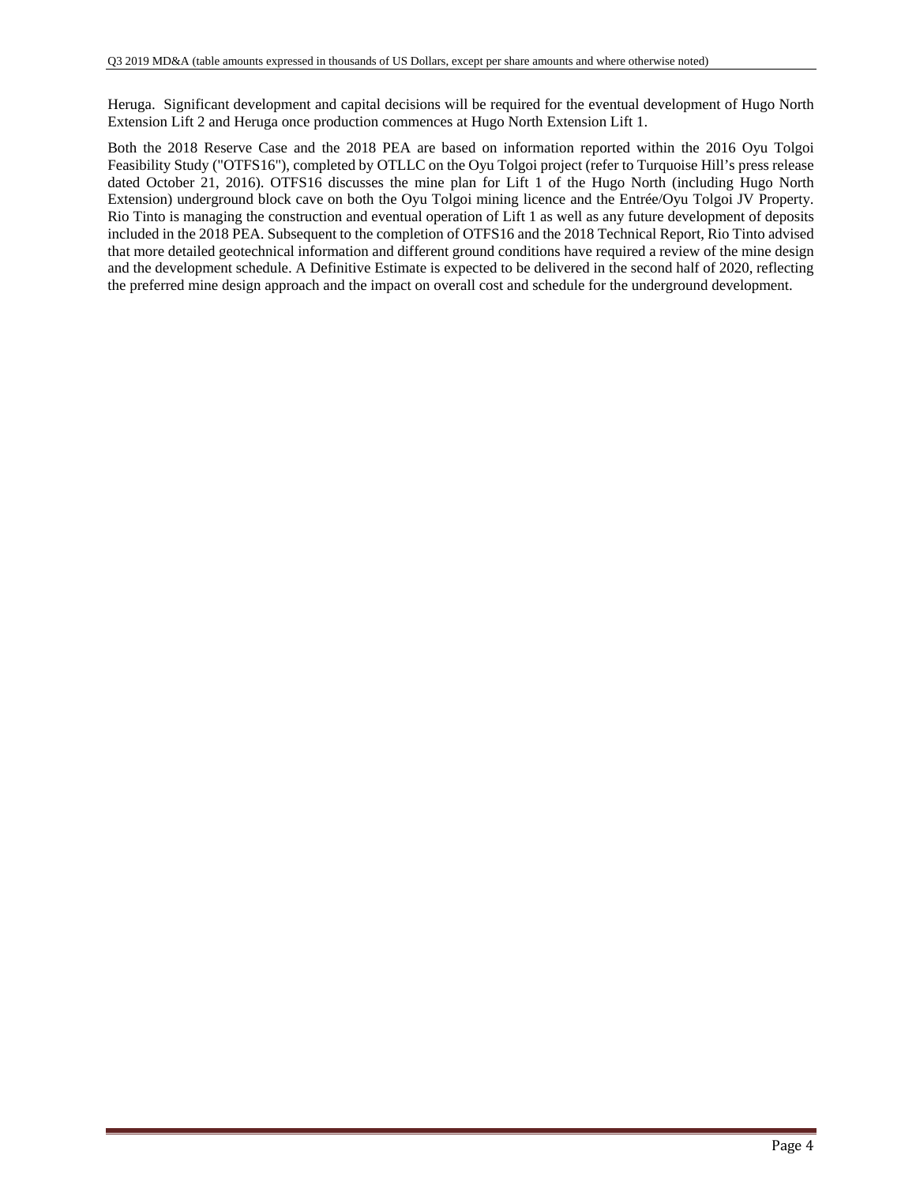Heruga. Significant development and capital decisions will be required for the eventual development of Hugo North Extension Lift 2 and Heruga once production commences at Hugo North Extension Lift 1.

Both the 2018 Reserve Case and the 2018 PEA are based on information reported within the 2016 Oyu Tolgoi Feasibility Study ("OTFS16"), completed by OTLLC on the Oyu Tolgoi project (refer to Turquoise Hill's press release dated October 21, 2016). OTFS16 discusses the mine plan for Lift 1 of the Hugo North (including Hugo North Extension) underground block cave on both the Oyu Tolgoi mining licence and the Entrée/Oyu Tolgoi JV Property. Rio Tinto is managing the construction and eventual operation of Lift 1 as well as any future development of deposits included in the 2018 PEA. Subsequent to the completion of OTFS16 and the 2018 Technical Report, Rio Tinto advised that more detailed geotechnical information and different ground conditions have required a review of the mine design and the development schedule. A Definitive Estimate is expected to be delivered in the second half of 2020, reflecting the preferred mine design approach and the impact on overall cost and schedule for the underground development.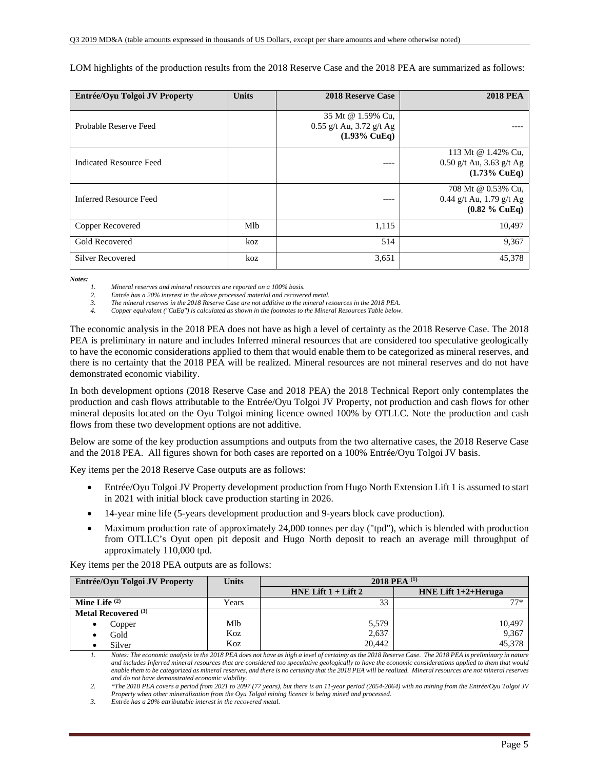LOM highlights of the production results from the 2018 Reserve Case and the 2018 PEA are summarized as follows:

| Entrée/Oyu Tolgoi JV Property | Units | 2018 Reserve Case | 2018 PEA |
|---|---|---|---|
| Probable Reserve Feed | | 35 Mt @ 1.59% Cu, 0.55 g/t Au, 3.72 g/t Ag **(1.93% CuEq)** | ---- |
| Indicated Resource Feed | | ---- | 113 Mt @ 1.42% Cu, 0.50 g/t Au, 3.63 g/t Ag **(1.73% CuEq)** |
| Inferred Resource Feed | | ---- | 708 Mt @ 0.53% Cu, 0.44 g/t Au, 1.79 g/t Ag **(0.82 % CuEq)** |
| Copper Recovered | Mlb | 1,115 | 10,497 |
| Gold Recovered | koz | 514 | 9,367 |
| Silver Recovered | koz | 3,651 | 45,378 |

***Notes:***

1. *Mineral reserves and mineral resources are reported on a 100% basis.*
2. *Entrée has a 20% interest in the above processed material and recovered metal.*
3. *The mineral reserves in the 2018 Reserve Case are not additive to the mineral resources in the 2018 PEA.*
4. *Copper equivalent ("CuEq") is calculated as shown in the footnotes to the Mineral Resources Table below.*

The economic analysis in the 2018 PEA does not have as high a level of certainty as the 2018 Reserve Case. The 2018 PEA is preliminary in nature and includes Inferred mineral resources that are considered too speculative geologically to have the economic considerations applied to them that would enable them to be categorized as mineral reserves, and there is no certainty that the 2018 PEA will be realized. Mineral resources are not mineral reserves and do not have demonstrated economic viability.

In both development options (2018 Reserve Case and 2018 PEA) the 2018 Technical Report only contemplates the production and cash flows attributable to the Entrée/Oyu Tolgoi JV Property, not production and cash flows for other mineral deposits located on the Oyu Tolgoi mining licence owned 100% by OTLLC. Note the production and cash flows from these two development options are not additive.

Below are some of the key production assumptions and outputs from the two alternative cases, the 2018 Reserve Case and the 2018 PEA. All figures shown for both cases are reported on a 100% Entrée/Oyu Tolgoi JV basis.

Key items per the 2018 Reserve Case outputs are as follows:

- Entrée/Oyu Tolgoi JV Property development production from Hugo North Extension Lift 1 is assumed to start in 2021 with initial block cave production starting in 2026.
- 14-year mine life (5-years development production and 9-years block cave production).
- Maximum production rate of approximately 24,000 tonnes per day ("tpd"), which is blended with production from OTLLC's Oyut open pit deposit and Hugo North deposit to reach an average mill throughput of approximately 110,000 tpd.

Key items per the 2018 PEA outputs are as follows:

| Entrée/Oyu Tolgoi JV Property | Units | 2018 PEA (1) | |
|---|---|---|---|
| | | **HNE Lift 1 + Lift 2** | **HNE Lift 1+2+Heruga** |
| **Mine Life (2)** | Years | 33 | 77* |
| **Metal Recovered (3)** | | | |
| • Copper | Mlb | 5,579 | 10,497 |
| • Gold | Koz | 2,637 | 9,367 |
| • Silver | Koz | 20,442 | 45,378 |

1. *Notes: The economic analysis in the 2018 PEA does not have as high a level of certainty as the 2018 Reserve Case. The 2018 PEA is preliminary in nature and includes Inferred mineral resources that are considered too speculative geologically to have the economic considerations applied to them that would enable them to be categorized as mineral reserves, and there is no certainty that the 2018 PEA will be realized. Mineral resources are not mineral reserves and do not have demonstrated economic viability.*
2. *\*The 2018 PEA covers a period from 2021 to 2097 (77 years), but there is an 11-year period (2054-2064) with no mining from the Entrée/Oyu Tolgoi JV Property when other mineralization from the Oyu Tolgoi mining licence is being mined and processed.*
3. *Entrée has a 20% attributable interest in the recovered metal.*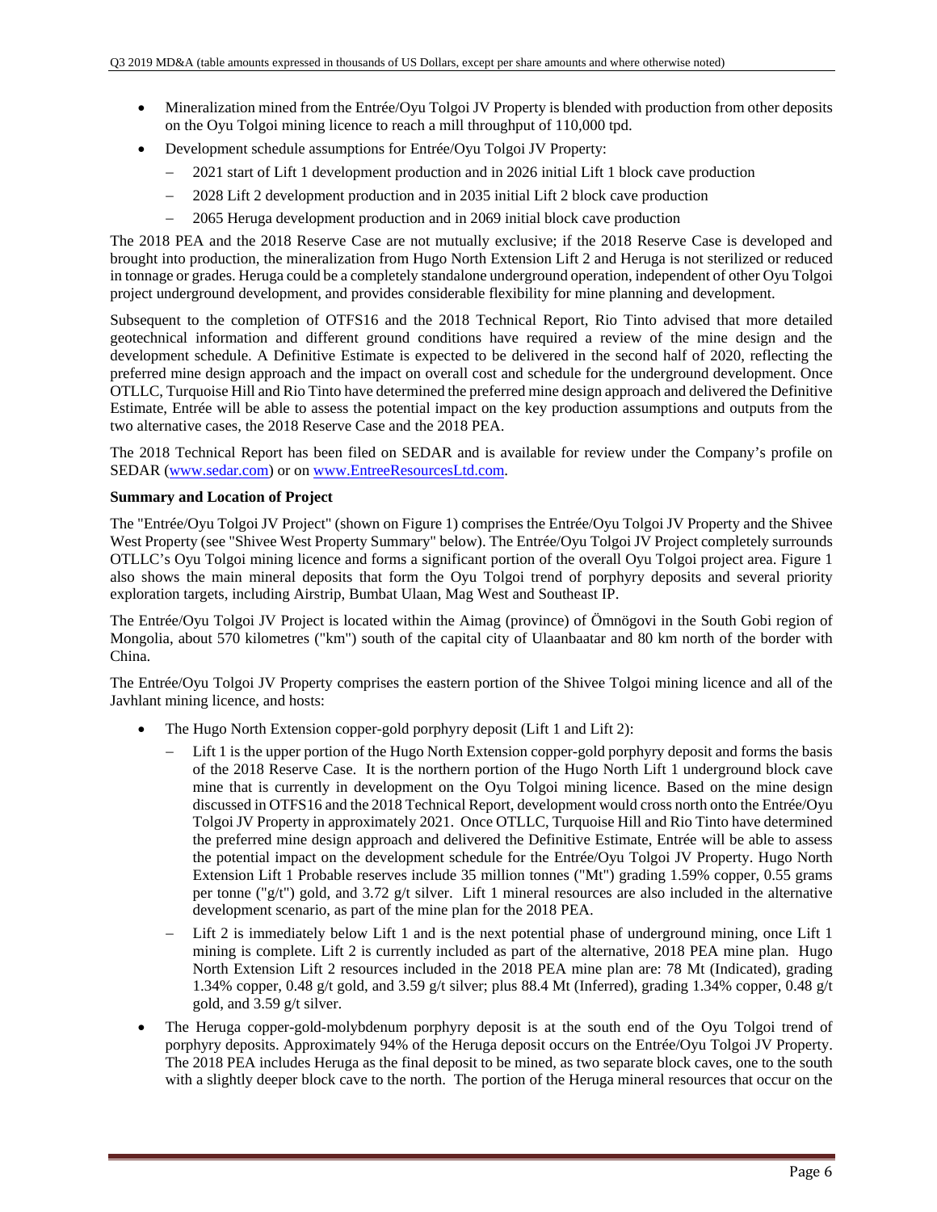- Mineralization mined from the Entrée/Oyu Tolgoi JV Property is blended with production from other deposits on the Oyu Tolgoi mining licence to reach a mill throughput of 110,000 tpd.
- Development schedule assumptions for Entrée/Oyu Tolgoi JV Property:
  - 2021 start of Lift 1 development production and in 2026 initial Lift 1 block cave production
  - 2028 Lift 2 development production and in 2035 initial Lift 2 block cave production
  - 2065 Heruga development production and in 2069 initial block cave production

The 2018 PEA and the 2018 Reserve Case are not mutually exclusive; if the 2018 Reserve Case is developed and brought into production, the mineralization from Hugo North Extension Lift 2 and Heruga is not sterilized or reduced in tonnage or grades. Heruga could be a completely standalone underground operation, independent of other Oyu Tolgoi project underground development, and provides considerable flexibility for mine planning and development.

Subsequent to the completion of OTFS16 and the 2018 Technical Report, Rio Tinto advised that more detailed geotechnical information and different ground conditions have required a review of the mine design and the development schedule. A Definitive Estimate is expected to be delivered in the second half of 2020, reflecting the preferred mine design approach and the impact on overall cost and schedule for the underground development. Once OTLLC, Turquoise Hill and Rio Tinto have determined the preferred mine design approach and delivered the Definitive Estimate, Entrée will be able to assess the potential impact on the key production assumptions and outputs from the two alternative cases, the 2018 Reserve Case and the 2018 PEA.

The 2018 Technical Report has been filed on SEDAR and is available for review under the Company's profile on SEDAR (www.sedar.com) or on www.EntreeResourcesLtd.com.

**Summary and Location of Project**

The "Entrée/Oyu Tolgoi JV Project" (shown on Figure 1) comprises the Entrée/Oyu Tolgoi JV Property and the Shivee West Property (see "Shivee West Property Summary" below). The Entrée/Oyu Tolgoi JV Project completely surrounds OTLLC's Oyu Tolgoi mining licence and forms a significant portion of the overall Oyu Tolgoi project area. Figure 1 also shows the main mineral deposits that form the Oyu Tolgoi trend of porphyry deposits and several priority exploration targets, including Airstrip, Bumbat Ulaan, Mag West and Southeast IP.

The Entrée/Oyu Tolgoi JV Project is located within the Aimag (province) of Ömnögovi in the South Gobi region of Mongolia, about 570 kilometres ("km") south of the capital city of Ulaanbaatar and 80 km north of the border with China.

The Entrée/Oyu Tolgoi JV Property comprises the eastern portion of the Shivee Tolgoi mining licence and all of the Javhlant mining licence, and hosts:

- The Hugo North Extension copper-gold porphyry deposit (Lift 1 and Lift 2):
  - Lift 1 is the upper portion of the Hugo North Extension copper-gold porphyry deposit and forms the basis of the 2018 Reserve Case. It is the northern portion of the Hugo North Lift 1 underground block cave mine that is currently in development on the Oyu Tolgoi mining licence. Based on the mine design discussed in OTFS16 and the 2018 Technical Report, development would cross north onto the Entrée/Oyu Tolgoi JV Property in approximately 2021. Once OTLLC, Turquoise Hill and Rio Tinto have determined the preferred mine design approach and delivered the Definitive Estimate, Entrée will be able to assess the potential impact on the development schedule for the Entrée/Oyu Tolgoi JV Property. Hugo North Extension Lift 1 Probable reserves include 35 million tonnes ("Mt") grading 1.59% copper, 0.55 grams per tonne ("g/t") gold, and 3.72 g/t silver. Lift 1 mineral resources are also included in the alternative development scenario, as part of the mine plan for the 2018 PEA.
  - Lift 2 is immediately below Lift 1 and is the next potential phase of underground mining, once Lift 1 mining is complete. Lift 2 is currently included as part of the alternative, 2018 PEA mine plan. Hugo North Extension Lift 2 resources included in the 2018 PEA mine plan are: 78 Mt (Indicated), grading 1.34% copper, 0.48 g/t gold, and 3.59 g/t silver; plus 88.4 Mt (Inferred), grading 1.34% copper, 0.48 g/t gold, and 3.59 g/t silver.
- The Heruga copper-gold-molybdenum porphyry deposit is at the south end of the Oyu Tolgoi trend of porphyry deposits. Approximately 94% of the Heruga deposit occurs on the Entrée/Oyu Tolgoi JV Property. The 2018 PEA includes Heruga as the final deposit to be mined, as two separate block caves, one to the south with a slightly deeper block cave to the north. The portion of the Heruga mineral resources that occur on the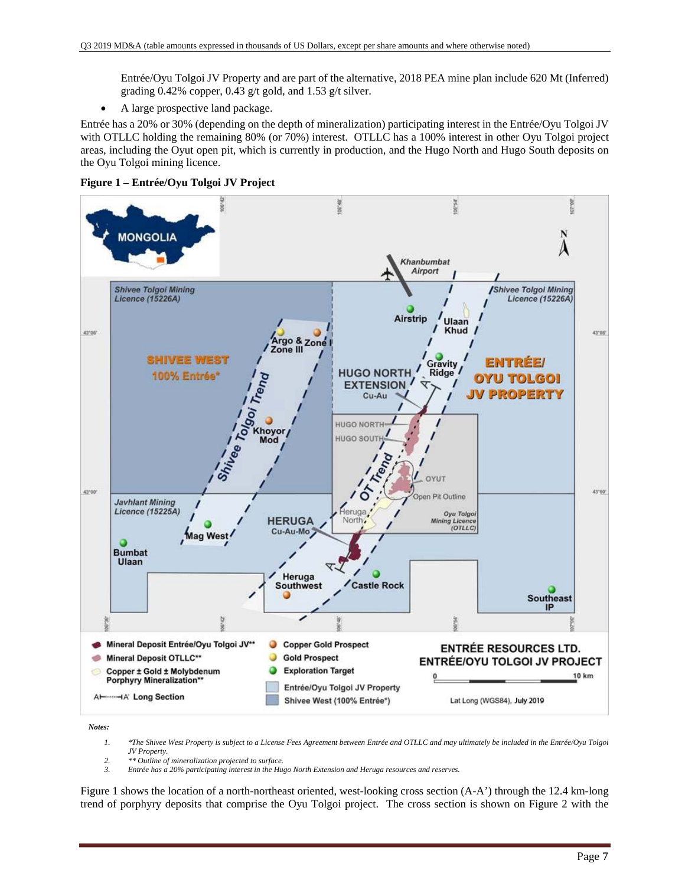Entrée/Oyu Tolgoi JV Property and are part of the alternative, 2018 PEA mine plan include 620 Mt (Inferred) grading 0.42% copper, 0.43 g/t gold, and 1.53 g/t silver.

- A large prospective land package.

Entrée has a 20% or 30% (depending on the depth of mineralization) participating interest in the Entrée/Oyu Tolgoi JV with OTLLC holding the remaining 80% (or 70%) interest. OTLLC has a 100% interest in other Oyu Tolgoi project areas, including the Oyut open pit, which is currently in production, and the Hugo North and Hugo South deposits on the Oyu Tolgoi mining licence.

**Figure 1 – Entrée/Oyu Tolgoi JV Project**

*Notes:*

1. *\*The Shivee West Property is subject to a License Fees Agreement between Entrée and OTLLC and may ultimately be included in the Entrée/Oyu Tolgoi JV Property.*
2. *\*\* Outline of mineralization projected to surface.*
3. *Entrée has a 20% participating interest in the Hugo North Extension and Heruga resources and reserves.*

Figure 1 shows the location of a north-northeast oriented, west-looking cross section (A-A') through the 12.4 km-long trend of porphyry deposits that comprise the Oyu Tolgoi project. The cross section is shown on Figure 2 with the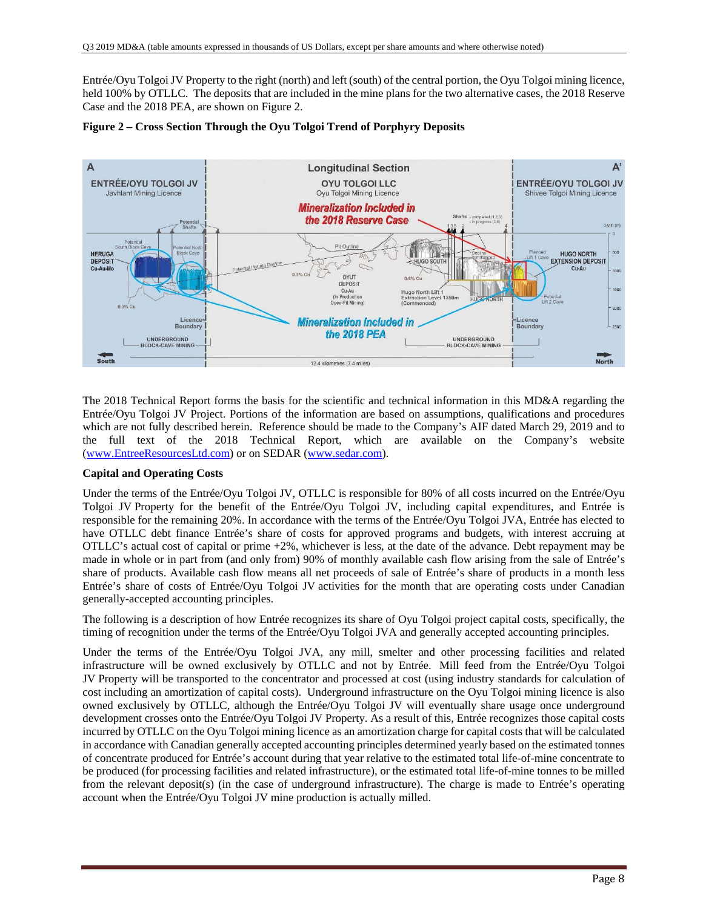Entrée/Oyu Tolgoi JV Property to the right (north) and left (south) of the central portion, the Oyu Tolgoi mining licence, held 100% by OTLLC. The deposits that are included in the mine plans for the two alternative cases, the 2018 Reserve Case and the 2018 PEA, are shown on Figure 2.

**Figure 2 – Cross Section Through the Oyu Tolgoi Trend of Porphyry Deposits**

The 2018 Technical Report forms the basis for the scientific and technical information in this MD&A regarding the Entrée/Oyu Tolgoi JV Project. Portions of the information are based on assumptions, qualifications and procedures which are not fully described herein. Reference should be made to the Company's AIF dated March 29, 2019 and to the full text of the 2018 Technical Report, which are available on the Company's website (www.EntreeResourcesLtd.com) or on SEDAR (www.sedar.com).

**Capital and Operating Costs**

Under the terms of the Entrée/Oyu Tolgoi JV, OTLLC is responsible for 80% of all costs incurred on the Entrée/Oyu Tolgoi JV Property for the benefit of the Entrée/Oyu Tolgoi JV, including capital expenditures, and Entrée is responsible for the remaining 20%. In accordance with the terms of the Entrée/Oyu Tolgoi JVA, Entrée has elected to have OTLLC debt finance Entrée's share of costs for approved programs and budgets, with interest accruing at OTLLC's actual cost of capital or prime +2%, whichever is less, at the date of the advance. Debt repayment may be made in whole or in part from (and only from) 90% of monthly available cash flow arising from the sale of Entrée's share of products. Available cash flow means all net proceeds of sale of Entrée's share of products in a month less Entrée's share of costs of Entrée/Oyu Tolgoi JV activities for the month that are operating costs under Canadian generally-accepted accounting principles.

The following is a description of how Entrée recognizes its share of Oyu Tolgoi project capital costs, specifically, the timing of recognition under the terms of the Entrée/Oyu Tolgoi JVA and generally accepted accounting principles.

Under the terms of the Entrée/Oyu Tolgoi JVA, any mill, smelter and other processing facilities and related infrastructure will be owned exclusively by OTLLC and not by Entrée. Mill feed from the Entrée/Oyu Tolgoi JV Property will be transported to the concentrator and processed at cost (using industry standards for calculation of cost including an amortization of capital costs). Underground infrastructure on the Oyu Tolgoi mining licence is also owned exclusively by OTLLC, although the Entrée/Oyu Tolgoi JV will eventually share usage once underground development crosses onto the Entrée/Oyu Tolgoi JV Property. As a result of this, Entrée recognizes those capital costs incurred by OTLLC on the Oyu Tolgoi mining licence as an amortization charge for capital costs that will be calculated in accordance with Canadian generally accepted accounting principles determined yearly based on the estimated tonnes of concentrate produced for Entrée's account during that year relative to the estimated total life-of-mine concentrate to be produced (for processing facilities and related infrastructure), or the estimated total life-of-mine tonnes to be milled from the relevant deposit(s) (in the case of underground infrastructure). The charge is made to Entrée's operating account when the Entrée/Oyu Tolgoi JV mine production is actually milled.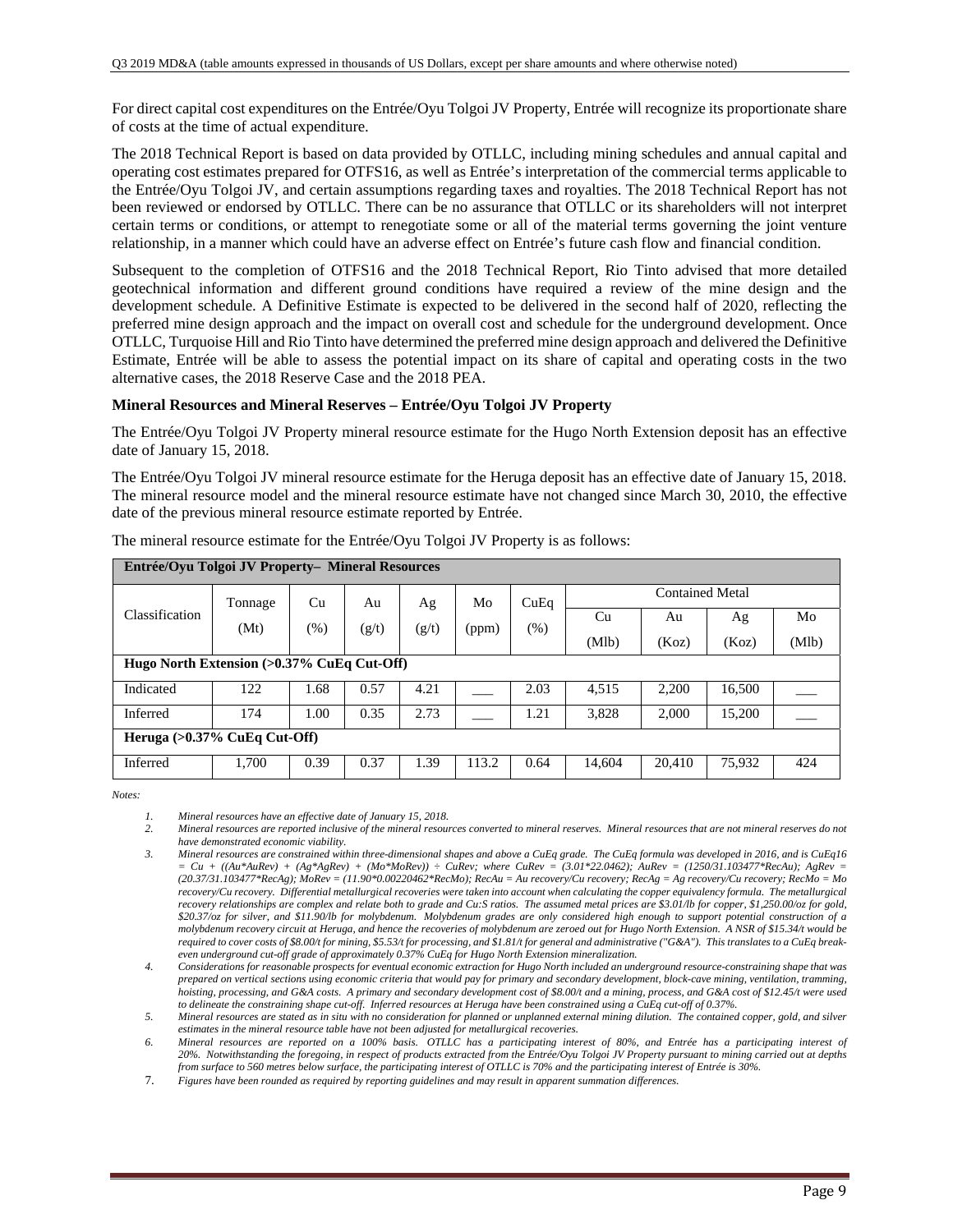For direct capital cost expenditures on the Entrée/Oyu Tolgoi JV Property, Entrée will recognize its proportionate share of costs at the time of actual expenditure.

The 2018 Technical Report is based on data provided by OTLLC, including mining schedules and annual capital and operating cost estimates prepared for OTFS16, as well as Entrée's interpretation of the commercial terms applicable to the Entrée/Oyu Tolgoi JV, and certain assumptions regarding taxes and royalties. The 2018 Technical Report has not been reviewed or endorsed by OTLLC. There can be no assurance that OTLLC or its shareholders will not interpret certain terms or conditions, or attempt to renegotiate some or all of the material terms governing the joint venture relationship, in a manner which could have an adverse effect on Entrée's future cash flow and financial condition.

Subsequent to the completion of OTFS16 and the 2018 Technical Report, Rio Tinto advised that more detailed geotechnical information and different ground conditions have required a review of the mine design and the development schedule. A Definitive Estimate is expected to be delivered in the second half of 2020, reflecting the preferred mine design approach and the impact on overall cost and schedule for the underground development. Once OTLLC, Turquoise Hill and Rio Tinto have determined the preferred mine design approach and delivered the Definitive Estimate, Entrée will be able to assess the potential impact on its share of capital and operating costs in the two alternative cases, the 2018 Reserve Case and the 2018 PEA.

**Mineral Resources and Mineral Reserves – Entrée/Oyu Tolgoi JV Property**

The Entrée/Oyu Tolgoi JV Property mineral resource estimate for the Hugo North Extension deposit has an effective date of January 15, 2018.

The Entrée/Oyu Tolgoi JV mineral resource estimate for the Heruga deposit has an effective date of January 15, 2018. The mineral resource model and the mineral resource estimate have not changed since March 30, 2010, the effective date of the previous mineral resource estimate reported by Entrée.

The mineral resource estimate for the Entrée/Oyu Tolgoi JV Property is as follows:

| **Entrée/Oyu Tolgoi JV Property– Mineral Resources** | | | | | | | | | | |
|---|---|---|---|---|---|---|---|---|---|---|
| Classification | Tonnage (Mt) | Cu (%) | Au (g/t) | Ag (g/t) | Mo (ppm) | CuEq (%) | Contained Metal | | | |
| | | | | | | | Cu (Mlb) | Au (Koz) | Ag (Koz) | Mo (Mlb) |
| **Hugo North Extension (>0.37% CuEq Cut-Off)** | | | | | | | | | | |
| Indicated | 122 | 1.68 | 0.57 | 4.21 | ___ | 2.03 | 4,515 | 2,200 | 16,500 | ___ |
| Inferred | 174 | 1.00 | 0.35 | 2.73 | ___ | 1.21 | 3,828 | 2,000 | 15,200 | ___ |
| **Heruga (>0.37% CuEq Cut-Off)** | | | | | | | | | | |
| Inferred | 1,700 | 0.39 | 0.37 | 1.39 | 113.2 | 0.64 | 14,604 | 20,410 | 75,932 | 424 |

*Notes:*

1. *Mineral resources have an effective date of January 15, 2018.*
2. *Mineral resources are reported inclusive of the mineral resources converted to mineral reserves. Mineral resources that are not mineral reserves do not have demonstrated economic viability.*
3. *Mineral resources are constrained within three-dimensional shapes and above a CuEq grade. The CuEq formula was developed in 2016, and is CuEq16 = Cu + ((Au\*AuRev) + (Ag\*AgRev) + (Mo\*MoRev)) ÷ CuRev; where CuRev = (3.01\*22.0462); AuRev = (1250/31.103477\*RecAu); AgRev = (20.37/31.103477\*RecAg); MoRev = (11.90\*0.00220462\*RecMo); RecAu = Au recovery/Cu recovery; RecAg = Ag recovery/Cu recovery; RecMo = Mo recovery/Cu recovery. Differential metallurgical recoveries were taken into account when calculating the copper equivalency formula. The metallurgical recovery relationships are complex and relate both to grade and Cu:S ratios. The assumed metal prices are $3.01/lb for copper, $1,250.00/oz for gold, $20.37/oz for silver, and $11.90/lb for molybdenum. Molybdenum grades are only considered high enough to support potential construction of a molybdenum recovery circuit at Heruga, and hence the recoveries of molybdenum are zeroed out for Hugo North Extension. A NSR of $15.34/t would be required to cover costs of $8.00/t for mining, $5.53/t for processing, and $1.81/t for general and administrative ("G&A"). This translates to a CuEq break-even underground cut-off grade of approximately 0.37% CuEq for Hugo North Extension mineralization.*
4. *Considerations for reasonable prospects for eventual economic extraction for Hugo North included an underground resource-constraining shape that was prepared on vertical sections using economic criteria that would pay for primary and secondary development, block-cave mining, ventilation, tramming, hoisting, processing, and G&A costs. A primary and secondary development cost of $8.00/t and a mining, process, and G&A cost of $12.45/t were used to delineate the constraining shape cut-off. Inferred resources at Heruga have been constrained using a CuEq cut-off of 0.37%.*
5. *Mineral resources are stated as in situ with no consideration for planned or unplanned external mining dilution. The contained copper, gold, and silver estimates in the mineral resource table have not been adjusted for metallurgical recoveries.*
6. *Mineral resources are reported on a 100% basis. OTLLC has a participating interest of 80%, and Entrée has a participating interest of 20%. Notwithstanding the foregoing, in respect of products extracted from the Entrée/Oyu Tolgoi JV Property pursuant to mining carried out at depths from surface to 560 metres below surface, the participating interest of OTLLC is 70% and the participating interest of Entrée is 30%.*
7. *Figures have been rounded as required by reporting guidelines and may result in apparent summation differences.*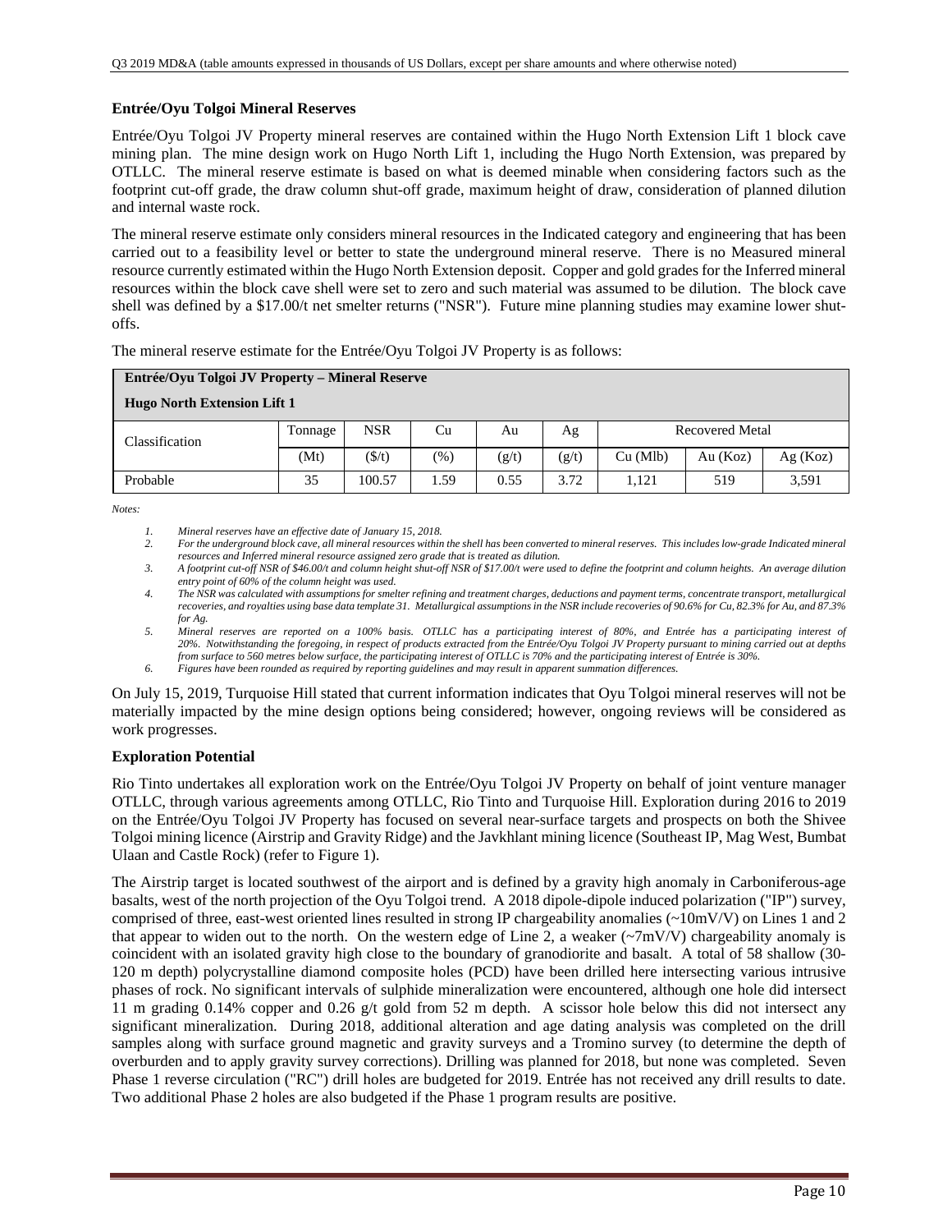**Entrée/Oyu Tolgoi Mineral Reserves**

Entrée/Oyu Tolgoi JV Property mineral reserves are contained within the Hugo North Extension Lift 1 block cave mining plan. The mine design work on Hugo North Lift 1, including the Hugo North Extension, was prepared by OTLLC. The mineral reserve estimate is based on what is deemed minable when considering factors such as the footprint cut-off grade, the draw column shut-off grade, maximum height of draw, consideration of planned dilution and internal waste rock.

The mineral reserve estimate only considers mineral resources in the Indicated category and engineering that has been carried out to a feasibility level or better to state the underground mineral reserve. There is no Measured mineral resource currently estimated within the Hugo North Extension deposit. Copper and gold grades for the Inferred mineral resources within the block cave shell were set to zero and such material was assumed to be dilution. The block cave shell was defined by a $17.00/t net smelter returns ("NSR"). Future mine planning studies may examine lower shut-offs.

The mineral reserve estimate for the Entrée/Oyu Tolgoi JV Property is as follows:

| **Entrée/Oyu Tolgoi JV Property – Mineral Reserve<br>Hugo North Extension Lift 1** | | | | | | | | |
|---|---|---|---|---|---|---|---|---|
| Classification | Tonnage | NSR | Cu | Au | Ag | Recovered Metal | | |
| | (Mt) | ($/t) | (%) | (g/t) | (g/t) | Cu (Mlb) | Au (Koz) | Ag (Koz) |
| Probable | 35 | 100.57 | 1.59 | 0.55 | 3.72 | 1,121 | 519 | 3,591 |

*Notes:*

1. *Mineral reserves have an effective date of January 15, 2018.*
2. *For the underground block cave, all mineral resources within the shell has been converted to mineral reserves. This includes low-grade Indicated mineral resources and Inferred mineral resource assigned zero grade that is treated as dilution.*
3. *A footprint cut-off NSR of $46.00/t and column height shut-off NSR of $17.00/t were used to define the footprint and column heights. An average dilution entry point of 60% of the column height was used.*
4. *The NSR was calculated with assumptions for smelter refining and treatment charges, deductions and payment terms, concentrate transport, metallurgical recoveries, and royalties using base data template 31. Metallurgical assumptions in the NSR include recoveries of 90.6% for Cu, 82.3% for Au, and 87.3% for Ag.*
5. *Mineral reserves are reported on a 100% basis. OTLLC has a participating interest of 80%, and Entrée has a participating interest of 20%. Notwithstanding the foregoing, in respect of products extracted from the Entrée/Oyu Tolgoi JV Property pursuant to mining carried out at depths from surface to 560 metres below surface, the participating interest of OTLLC is 70% and the participating interest of Entrée is 30%.*
6. *Figures have been rounded as required by reporting guidelines and may result in apparent summation differences.*

On July 15, 2019, Turquoise Hill stated that current information indicates that Oyu Tolgoi mineral reserves will not be materially impacted by the mine design options being considered; however, ongoing reviews will be considered as work progresses.

**Exploration Potential**

Rio Tinto undertakes all exploration work on the Entrée/Oyu Tolgoi JV Property on behalf of joint venture manager OTLLC, through various agreements among OTLLC, Rio Tinto and Turquoise Hill. Exploration during 2016 to 2019 on the Entrée/Oyu Tolgoi JV Property has focused on several near-surface targets and prospects on both the Shivee Tolgoi mining licence (Airstrip and Gravity Ridge) and the Javkhlant mining licence (Southeast IP, Mag West, Bumbat Ulaan and Castle Rock) (refer to Figure 1).

The Airstrip target is located southwest of the airport and is defined by a gravity high anomaly in Carboniferous-age basalts, west of the north projection of the Oyu Tolgoi trend. A 2018 dipole-dipole induced polarization ("IP") survey, comprised of three, east-west oriented lines resulted in strong IP chargeability anomalies (~10mV/V) on Lines 1 and 2 that appear to widen out to the north. On the western edge of Line 2, a weaker (~7mV/V) chargeability anomaly is coincident with an isolated gravity high close to the boundary of granodiorite and basalt. A total of 58 shallow (30-120 m depth) polycrystalline diamond composite holes (PCD) have been drilled here intersecting various intrusive phases of rock. No significant intervals of sulphide mineralization were encountered, although one hole did intersect 11 m grading 0.14% copper and 0.26 g/t gold from 52 m depth. A scissor hole below this did not intersect any significant mineralization. During 2018, additional alteration and age dating analysis was completed on the drill samples along with surface ground magnetic and gravity surveys and a Tromino survey (to determine the depth of overburden and to apply gravity survey corrections). Drilling was planned for 2018, but none was completed. Seven Phase 1 reverse circulation ("RC") drill holes are budgeted for 2019. Entrée has not received any drill results to date. Two additional Phase 2 holes are also budgeted if the Phase 1 program results are positive.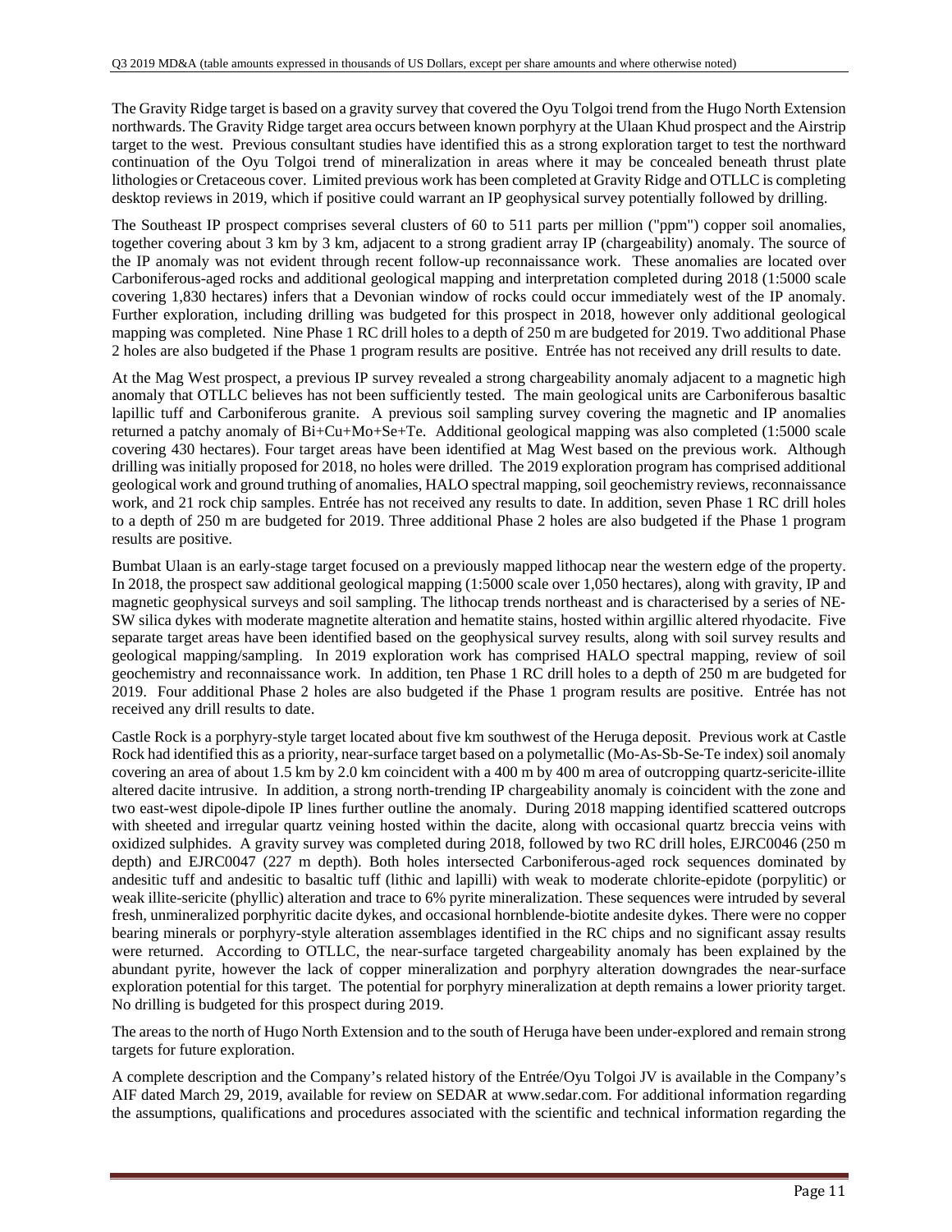The Gravity Ridge target is based on a gravity survey that covered the Oyu Tolgoi trend from the Hugo North Extension northwards. The Gravity Ridge target area occurs between known porphyry at the Ulaan Khud prospect and the Airstrip target to the west. Previous consultant studies have identified this as a strong exploration target to test the northward continuation of the Oyu Tolgoi trend of mineralization in areas where it may be concealed beneath thrust plate lithologies or Cretaceous cover. Limited previous work has been completed at Gravity Ridge and OTLLC is completing desktop reviews in 2019, which if positive could warrant an IP geophysical survey potentially followed by drilling.

The Southeast IP prospect comprises several clusters of 60 to 511 parts per million ("ppm") copper soil anomalies, together covering about 3 km by 3 km, adjacent to a strong gradient array IP (chargeability) anomaly. The source of the IP anomaly was not evident through recent follow-up reconnaissance work. These anomalies are located over Carboniferous-aged rocks and additional geological mapping and interpretation completed during 2018 (1:5000 scale covering 1,830 hectares) infers that a Devonian window of rocks could occur immediately west of the IP anomaly. Further exploration, including drilling was budgeted for this prospect in 2018, however only additional geological mapping was completed. Nine Phase 1 RC drill holes to a depth of 250 m are budgeted for 2019. Two additional Phase 2 holes are also budgeted if the Phase 1 program results are positive. Entrée has not received any drill results to date.

At the Mag West prospect, a previous IP survey revealed a strong chargeability anomaly adjacent to a magnetic high anomaly that OTLLC believes has not been sufficiently tested. The main geological units are Carboniferous basaltic lapillic tuff and Carboniferous granite. A previous soil sampling survey covering the magnetic and IP anomalies returned a patchy anomaly of Bi+Cu+Mo+Se+Te. Additional geological mapping was also completed (1:5000 scale covering 430 hectares). Four target areas have been identified at Mag West based on the previous work. Although drilling was initially proposed for 2018, no holes were drilled. The 2019 exploration program has comprised additional geological work and ground truthing of anomalies, HALO spectral mapping, soil geochemistry reviews, reconnaissance work, and 21 rock chip samples. Entrée has not received any results to date. In addition, seven Phase 1 RC drill holes to a depth of 250 m are budgeted for 2019. Three additional Phase 2 holes are also budgeted if the Phase 1 program results are positive.

Bumbat Ulaan is an early-stage target focused on a previously mapped lithocap near the western edge of the property. In 2018, the prospect saw additional geological mapping (1:5000 scale over 1,050 hectares), along with gravity, IP and magnetic geophysical surveys and soil sampling. The lithocap trends northeast and is characterised by a series of NE-SW silica dykes with moderate magnetite alteration and hematite stains, hosted within argillic altered rhyodacite. Five separate target areas have been identified based on the geophysical survey results, along with soil survey results and geological mapping/sampling. In 2019 exploration work has comprised HALO spectral mapping, review of soil geochemistry and reconnaissance work. In addition, ten Phase 1 RC drill holes to a depth of 250 m are budgeted for 2019. Four additional Phase 2 holes are also budgeted if the Phase 1 program results are positive. Entrée has not received any drill results to date.

Castle Rock is a porphyry-style target located about five km southwest of the Heruga deposit. Previous work at Castle Rock had identified this as a priority, near-surface target based on a polymetallic (Mo-As-Sb-Se-Te index) soil anomaly covering an area of about 1.5 km by 2.0 km coincident with a 400 m by 400 m area of outcropping quartz-sericite-illite altered dacite intrusive. In addition, a strong north-trending IP chargeability anomaly is coincident with the zone and two east-west dipole-dipole IP lines further outline the anomaly. During 2018 mapping identified scattered outcrops with sheeted and irregular quartz veining hosted within the dacite, along with occasional quartz breccia veins with oxidized sulphides. A gravity survey was completed during 2018, followed by two RC drill holes, EJRC0046 (250 m depth) and EJRC0047 (227 m depth). Both holes intersected Carboniferous-aged rock sequences dominated by andesitic tuff and andesitic to basaltic tuff (lithic and lapilli) with weak to moderate chlorite-epidote (porpylitic) or weak illite-sericite (phyllic) alteration and trace to 6% pyrite mineralization. These sequences were intruded by several fresh, unmineralized porphyritic dacite dykes, and occasional hornblende-biotite andesite dykes. There were no copper bearing minerals or porphyry-style alteration assemblages identified in the RC chips and no significant assay results were returned. According to OTLLC, the near-surface targeted chargeability anomaly has been explained by the abundant pyrite, however the lack of copper mineralization and porphyry alteration downgrades the near-surface exploration potential for this target. The potential for porphyry mineralization at depth remains a lower priority target. No drilling is budgeted for this prospect during 2019.

The areas to the north of Hugo North Extension and to the south of Heruga have been under-explored and remain strong targets for future exploration.

A complete description and the Company's related history of the Entrée/Oyu Tolgoi JV is available in the Company's AIF dated March 29, 2019, available for review on SEDAR at www.sedar.com. For additional information regarding the assumptions, qualifications and procedures associated with the scientific and technical information regarding the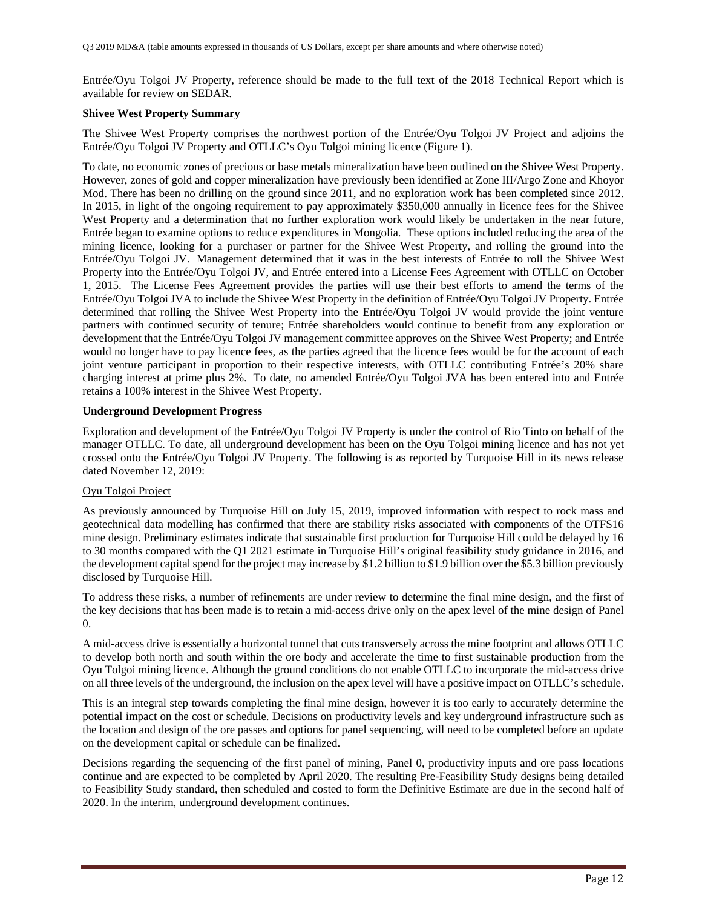Entrée/Oyu Tolgoi JV Property, reference should be made to the full text of the 2018 Technical Report which is available for review on SEDAR.

**Shivee West Property Summary**

The Shivee West Property comprises the northwest portion of the Entrée/Oyu Tolgoi JV Project and adjoins the Entrée/Oyu Tolgoi JV Property and OTLLC's Oyu Tolgoi mining licence (Figure 1).

To date, no economic zones of precious or base metals mineralization have been outlined on the Shivee West Property. However, zones of gold and copper mineralization have previously been identified at Zone III/Argo Zone and Khoyor Mod. There has been no drilling on the ground since 2011, and no exploration work has been completed since 2012. In 2015, in light of the ongoing requirement to pay approximately $350,000 annually in licence fees for the Shivee West Property and a determination that no further exploration work would likely be undertaken in the near future, Entrée began to examine options to reduce expenditures in Mongolia. These options included reducing the area of the mining licence, looking for a purchaser or partner for the Shivee West Property, and rolling the ground into the Entrée/Oyu Tolgoi JV. Management determined that it was in the best interests of Entrée to roll the Shivee West Property into the Entrée/Oyu Tolgoi JV, and Entrée entered into a License Fees Agreement with OTLLC on October 1, 2015. The License Fees Agreement provides the parties will use their best efforts to amend the terms of the Entrée/Oyu Tolgoi JVA to include the Shivee West Property in the definition of Entrée/Oyu Tolgoi JV Property. Entrée determined that rolling the Shivee West Property into the Entrée/Oyu Tolgoi JV would provide the joint venture partners with continued security of tenure; Entrée shareholders would continue to benefit from any exploration or development that the Entrée/Oyu Tolgoi JV management committee approves on the Shivee West Property; and Entrée would no longer have to pay licence fees, as the parties agreed that the licence fees would be for the account of each joint venture participant in proportion to their respective interests, with OTLLC contributing Entrée's 20% share charging interest at prime plus 2%. To date, no amended Entrée/Oyu Tolgoi JVA has been entered into and Entrée retains a 100% interest in the Shivee West Property.

**Underground Development Progress**

Exploration and development of the Entrée/Oyu Tolgoi JV Property is under the control of Rio Tinto on behalf of the manager OTLLC. To date, all underground development has been on the Oyu Tolgoi mining licence and has not yet crossed onto the Entrée/Oyu Tolgoi JV Property. The following is as reported by Turquoise Hill in its news release dated November 12, 2019:

<u>Oyu Tolgoi Project</u>

As previously announced by Turquoise Hill on July 15, 2019, improved information with respect to rock mass and geotechnical data modelling has confirmed that there are stability risks associated with components of the OTFS16 mine design. Preliminary estimates indicate that sustainable first production for Turquoise Hill could be delayed by 16 to 30 months compared with the Q1 2021 estimate in Turquoise Hill's original feasibility study guidance in 2016, and the development capital spend for the project may increase by $1.2 billion to $1.9 billion over the $5.3 billion previously disclosed by Turquoise Hill.

To address these risks, a number of refinements are under review to determine the final mine design, and the first of the key decisions that has been made is to retain a mid-access drive only on the apex level of the mine design of Panel 0.

A mid-access drive is essentially a horizontal tunnel that cuts transversely across the mine footprint and allows OTLLC to develop both north and south within the ore body and accelerate the time to first sustainable production from the Oyu Tolgoi mining licence. Although the ground conditions do not enable OTLLC to incorporate the mid-access drive on all three levels of the underground, the inclusion on the apex level will have a positive impact on OTLLC's schedule.

This is an integral step towards completing the final mine design, however it is too early to accurately determine the potential impact on the cost or schedule. Decisions on productivity levels and key underground infrastructure such as the location and design of the ore passes and options for panel sequencing, will need to be completed before an update on the development capital or schedule can be finalized.

Decisions regarding the sequencing of the first panel of mining, Panel 0, productivity inputs and ore pass locations continue and are expected to be completed by April 2020. The resulting Pre-Feasibility Study designs being detailed to Feasibility Study standard, then scheduled and costed to form the Definitive Estimate are due in the second half of 2020. In the interim, underground development continues.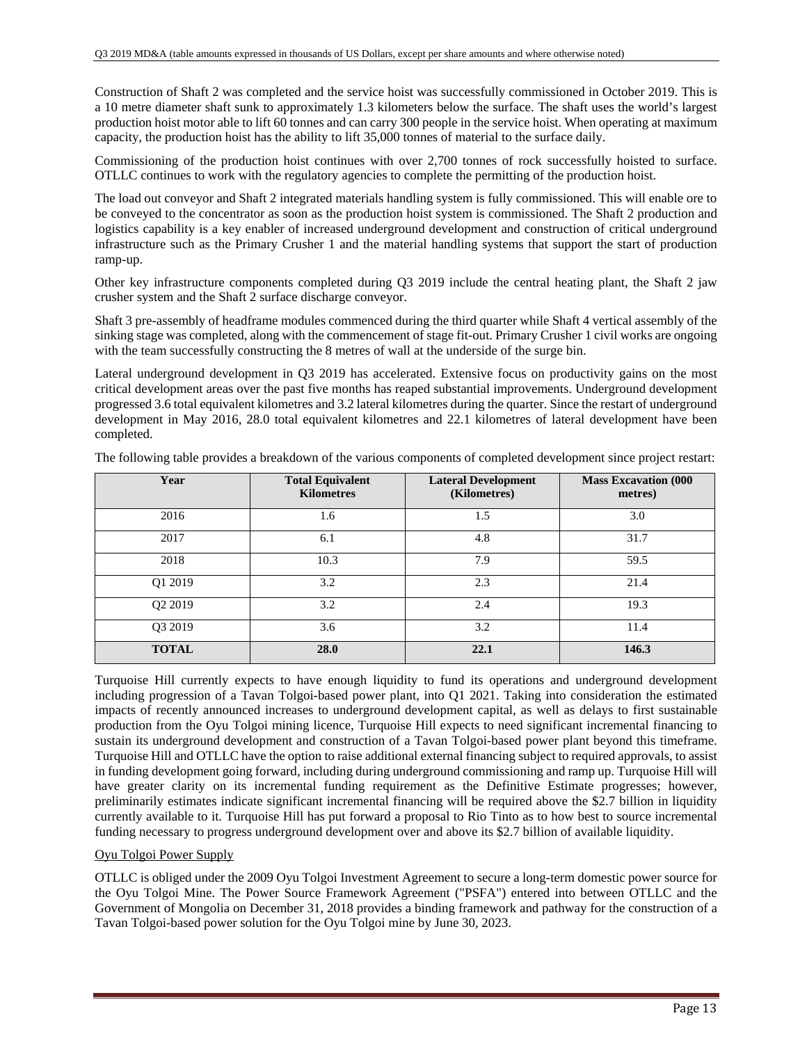Construction of Shaft 2 was completed and the service hoist was successfully commissioned in October 2019. This is a 10 metre diameter shaft sunk to approximately 1.3 kilometers below the surface. The shaft uses the world's largest production hoist motor able to lift 60 tonnes and can carry 300 people in the service hoist. When operating at maximum capacity, the production hoist has the ability to lift 35,000 tonnes of material to the surface daily.

Commissioning of the production hoist continues with over 2,700 tonnes of rock successfully hoisted to surface. OTLLC continues to work with the regulatory agencies to complete the permitting of the production hoist.

The load out conveyor and Shaft 2 integrated materials handling system is fully commissioned. This will enable ore to be conveyed to the concentrator as soon as the production hoist system is commissioned. The Shaft 2 production and logistics capability is a key enabler of increased underground development and construction of critical underground infrastructure such as the Primary Crusher 1 and the material handling systems that support the start of production ramp-up.

Other key infrastructure components completed during Q3 2019 include the central heating plant, the Shaft 2 jaw crusher system and the Shaft 2 surface discharge conveyor.

Shaft 3 pre-assembly of headframe modules commenced during the third quarter while Shaft 4 vertical assembly of the sinking stage was completed, along with the commencement of stage fit-out. Primary Crusher 1 civil works are ongoing with the team successfully constructing the 8 metres of wall at the underside of the surge bin.

Lateral underground development in Q3 2019 has accelerated. Extensive focus on productivity gains on the most critical development areas over the past five months has reaped substantial improvements. Underground development progressed 3.6 total equivalent kilometres and 3.2 lateral kilometres during the quarter. Since the restart of underground development in May 2016, 28.0 total equivalent kilometres and 22.1 kilometres of lateral development have been completed.

The following table provides a breakdown of the various components of completed development since project restart:

| Year | Total Equivalent Kilometres | Lateral Development (Kilometres) | Mass Excavation (000 metres) |
|---|---|---|---|
| 2016 | 1.6 | 1.5 | 3.0 |
| 2017 | 6.1 | 4.8 | 31.7 |
| 2018 | 10.3 | 7.9 | 59.5 |
| Q1 2019 | 3.2 | 2.3 | 21.4 |
| Q2 2019 | 3.2 | 2.4 | 19.3 |
| Q3 2019 | 3.6 | 3.2 | 11.4 |
| **TOTAL** | **28.0** | **22.1** | **146.3** |

Turquoise Hill currently expects to have enough liquidity to fund its operations and underground development including progression of a Tavan Tolgoi-based power plant, into Q1 2021. Taking into consideration the estimated impacts of recently announced increases to underground development capital, as well as delays to first sustainable production from the Oyu Tolgoi mining licence, Turquoise Hill expects to need significant incremental financing to sustain its underground development and construction of a Tavan Tolgoi-based power plant beyond this timeframe. Turquoise Hill and OTLLC have the option to raise additional external financing subject to required approvals, to assist in funding development going forward, including during underground commissioning and ramp up. Turquoise Hill will have greater clarity on its incremental funding requirement as the Definitive Estimate progresses; however, preliminarily estimates indicate significant incremental financing will be required above the $2.7 billion in liquidity currently available to it. Turquoise Hill has put forward a proposal to Rio Tinto as to how best to source incremental funding necessary to progress underground development over and above its $2.7 billion of available liquidity.

## Oyu Tolgoi Power Supply

OTLLC is obliged under the 2009 Oyu Tolgoi Investment Agreement to secure a long-term domestic power source for the Oyu Tolgoi Mine. The Power Source Framework Agreement ("PSFA") entered into between OTLLC and the Government of Mongolia on December 31, 2018 provides a binding framework and pathway for the construction of a Tavan Tolgoi-based power solution for the Oyu Tolgoi mine by June 30, 2023.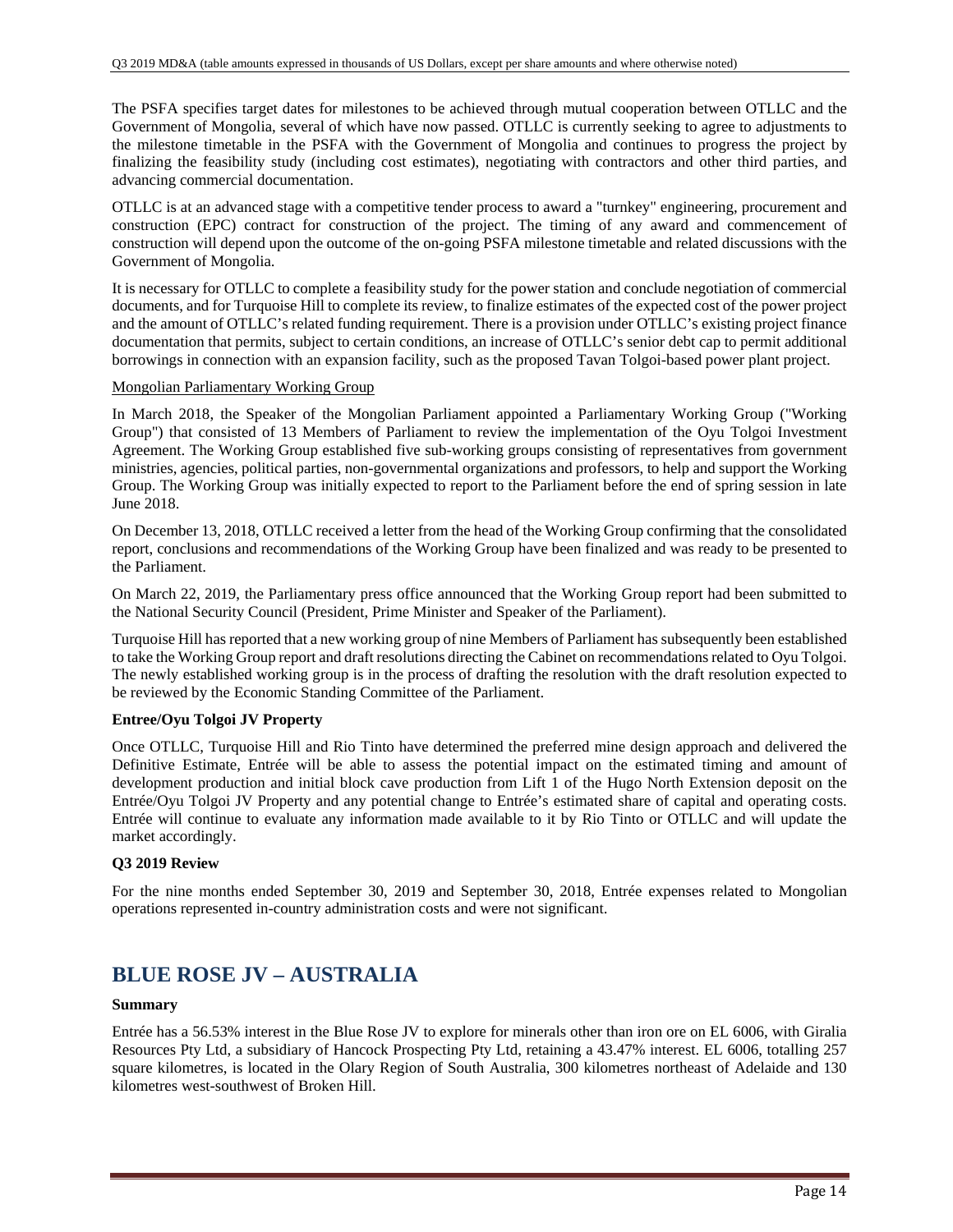The PSFA specifies target dates for milestones to be achieved through mutual cooperation between OTLLC and the Government of Mongolia, several of which have now passed. OTLLC is currently seeking to agree to adjustments to the milestone timetable in the PSFA with the Government of Mongolia and continues to progress the project by finalizing the feasibility study (including cost estimates), negotiating with contractors and other third parties, and advancing commercial documentation.

OTLLC is at an advanced stage with a competitive tender process to award a "turnkey" engineering, procurement and construction (EPC) contract for construction of the project. The timing of any award and commencement of construction will depend upon the outcome of the on-going PSFA milestone timetable and related discussions with the Government of Mongolia.

It is necessary for OTLLC to complete a feasibility study for the power station and conclude negotiation of commercial documents, and for Turquoise Hill to complete its review, to finalize estimates of the expected cost of the power project and the amount of OTLLC's related funding requirement. There is a provision under OTLLC's existing project finance documentation that permits, subject to certain conditions, an increase of OTLLC's senior debt cap to permit additional borrowings in connection with an expansion facility, such as the proposed Tavan Tolgoi-based power plant project.

Mongolian Parliamentary Working Group

In March 2018, the Speaker of the Mongolian Parliament appointed a Parliamentary Working Group ("Working Group") that consisted of 13 Members of Parliament to review the implementation of the Oyu Tolgoi Investment Agreement. The Working Group established five sub-working groups consisting of representatives from government ministries, agencies, political parties, non-governmental organizations and professors, to help and support the Working Group. The Working Group was initially expected to report to the Parliament before the end of spring session in late June 2018.

On December 13, 2018, OTLLC received a letter from the head of the Working Group confirming that the consolidated report, conclusions and recommendations of the Working Group have been finalized and was ready to be presented to the Parliament.

On March 22, 2019, the Parliamentary press office announced that the Working Group report had been submitted to the National Security Council (President, Prime Minister and Speaker of the Parliament).

Turquoise Hill has reported that a new working group of nine Members of Parliament has subsequently been established to take the Working Group report and draft resolutions directing the Cabinet on recommendations related to Oyu Tolgoi. The newly established working group is in the process of drafting the resolution with the draft resolution expected to be reviewed by the Economic Standing Committee of the Parliament.

**Entree/Oyu Tolgoi JV Property**

Once OTLLC, Turquoise Hill and Rio Tinto have determined the preferred mine design approach and delivered the Definitive Estimate, Entrée will be able to assess the potential impact on the estimated timing and amount of development production and initial block cave production from Lift 1 of the Hugo North Extension deposit on the Entrée/Oyu Tolgoi JV Property and any potential change to Entrée's estimated share of capital and operating costs. Entrée will continue to evaluate any information made available to it by Rio Tinto or OTLLC and will update the market accordingly.

**Q3 2019 Review**

For the nine months ended September 30, 2019 and September 30, 2018, Entrée expenses related to Mongolian operations represented in-country administration costs and were not significant.

# BLUE ROSE JV – AUSTRALIA

**Summary**

Entrée has a 56.53% interest in the Blue Rose JV to explore for minerals other than iron ore on EL 6006, with Giralia Resources Pty Ltd, a subsidiary of Hancock Prospecting Pty Ltd, retaining a 43.47% interest. EL 6006, totalling 257 square kilometres, is located in the Olary Region of South Australia, 300 kilometres northeast of Adelaide and 130 kilometres west-southwest of Broken Hill.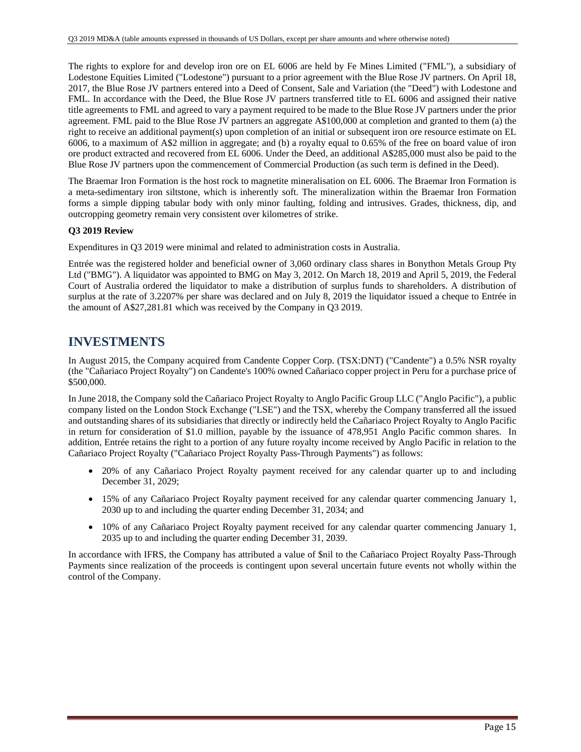The rights to explore for and develop iron ore on EL 6006 are held by Fe Mines Limited ("FML"), a subsidiary of Lodestone Equities Limited ("Lodestone") pursuant to a prior agreement with the Blue Rose JV partners. On April 18, 2017, the Blue Rose JV partners entered into a Deed of Consent, Sale and Variation (the "Deed") with Lodestone and FML. In accordance with the Deed, the Blue Rose JV partners transferred title to EL 6006 and assigned their native title agreements to FML and agreed to vary a payment required to be made to the Blue Rose JV partners under the prior agreement. FML paid to the Blue Rose JV partners an aggregate A$100,000 at completion and granted to them (a) the right to receive an additional payment(s) upon completion of an initial or subsequent iron ore resource estimate on EL 6006, to a maximum of A$2 million in aggregate; and (b) a royalty equal to 0.65% of the free on board value of iron ore product extracted and recovered from EL 6006. Under the Deed, an additional A$285,000 must also be paid to the Blue Rose JV partners upon the commencement of Commercial Production (as such term is defined in the Deed).

The Braemar Iron Formation is the host rock to magnetite mineralisation on EL 6006. The Braemar Iron Formation is a meta-sedimentary iron siltstone, which is inherently soft. The mineralization within the Braemar Iron Formation forms a simple dipping tabular body with only minor faulting, folding and intrusives. Grades, thickness, dip, and outcropping geometry remain very consistent over kilometres of strike.

**Q3 2019 Review**

Expenditures in Q3 2019 were minimal and related to administration costs in Australia.

Entrée was the registered holder and beneficial owner of 3,060 ordinary class shares in Bonython Metals Group Pty Ltd ("BMG"). A liquidator was appointed to BMG on May 3, 2012. On March 18, 2019 and April 5, 2019, the Federal Court of Australia ordered the liquidator to make a distribution of surplus funds to shareholders. A distribution of surplus at the rate of 3.2207% per share was declared and on July 8, 2019 the liquidator issued a cheque to Entrée in the amount of A$27,281.81 which was received by the Company in Q3 2019.

# INVESTMENTS

In August 2015, the Company acquired from Candente Copper Corp. (TSX:DNT) ("Candente") a 0.5% NSR royalty (the "Cañariaco Project Royalty") on Candente's 100% owned Cañariaco copper project in Peru for a purchase price of $500,000.

In June 2018, the Company sold the Cañariaco Project Royalty to Anglo Pacific Group LLC ("Anglo Pacific"), a public company listed on the London Stock Exchange ("LSE") and the TSX, whereby the Company transferred all the issued and outstanding shares of its subsidiaries that directly or indirectly held the Cañariaco Project Royalty to Anglo Pacific in return for consideration of $1.0 million, payable by the issuance of 478,951 Anglo Pacific common shares. In addition, Entrée retains the right to a portion of any future royalty income received by Anglo Pacific in relation to the Cañariaco Project Royalty ("Cañariaco Project Royalty Pass-Through Payments") as follows:

- 20% of any Cañariaco Project Royalty payment received for any calendar quarter up to and including December 31, 2029;
- 15% of any Cañariaco Project Royalty payment received for any calendar quarter commencing January 1, 2030 up to and including the quarter ending December 31, 2034; and
- 10% of any Cañariaco Project Royalty payment received for any calendar quarter commencing January 1, 2035 up to and including the quarter ending December 31, 2039.

In accordance with IFRS, the Company has attributed a value of $nil to the Cañariaco Project Royalty Pass-Through Payments since realization of the proceeds is contingent upon several uncertain future events not wholly within the control of the Company.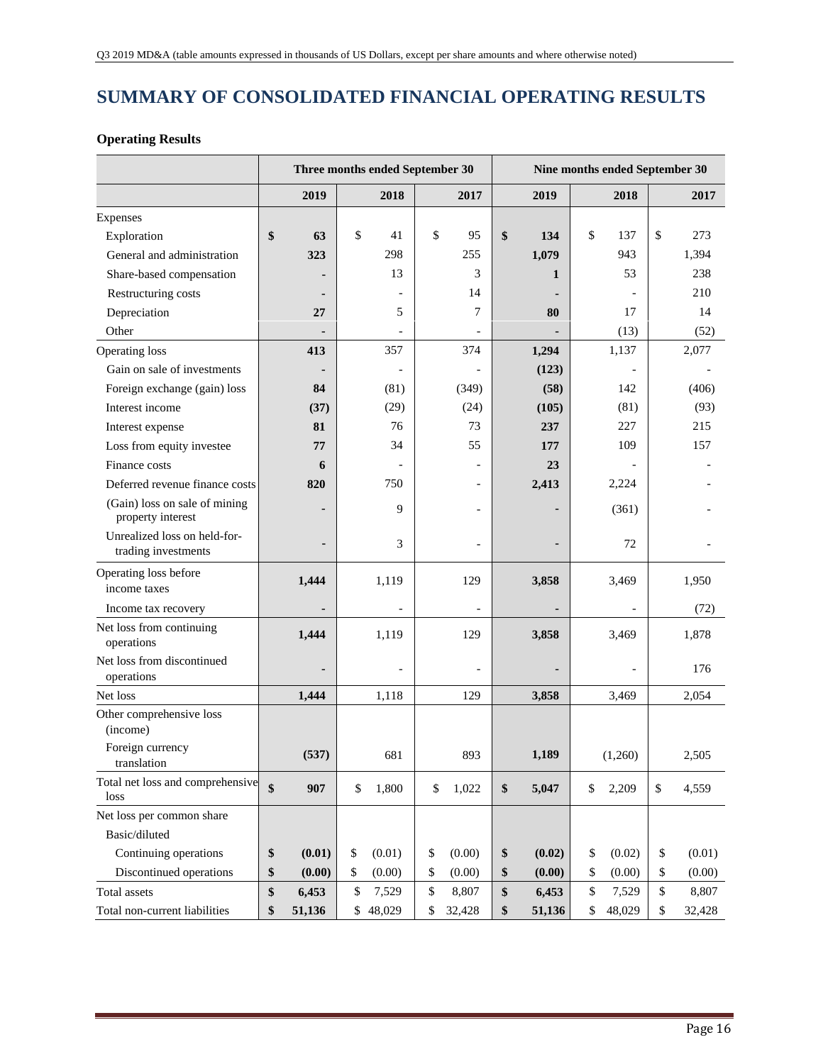# SUMMARY OF CONSOLIDATED FINANCIAL OPERATING RESULTS

**Operating Results**

| | Three months ended September 30 | | | Nine months ended September 30 | | |
|---|---|---|---|---|---|---|
| | **2019** | **2018** | **2017** | **2019** | **2018** | **2017** |
| Expenses | | | | | | |
| Exploration | **$ 63** | $ 41 | $ 95 | **$ 134** | $ 137 | $ 273 |
| General and administration | **323** | 298 | 255 | **1,079** | 943 | 1,394 |
| Share-based compensation | **-** | 13 | 3 | **1** | 53 | 238 |
| Restructuring costs | **-** | - | 14 | **-** | - | 210 |
| Depreciation | **27** | 5 | 7 | **80** | 17 | 14 |
| Other | **-** | - | - | **-** | (13) | (52) |
| Operating loss | **413** | 357 | 374 | **1,294** | 1,137 | 2,077 |
| Gain on sale of investments | **-** | - | - | **(123)** | - | - |
| Foreign exchange (gain) loss | **84** | (81) | (349) | **(58)** | 142 | (406) |
| Interest income | **(37)** | (29) | (24) | **(105)** | (81) | (93) |
| Interest expense | **81** | 76 | 73 | **237** | 227 | 215 |
| Loss from equity investee | **77** | 34 | 55 | **177** | 109 | 157 |
| Finance costs | **6** | - | - | **23** | - | - |
| Deferred revenue finance costs | **820** | 750 | - | **2,413** | 2,224 | - |
| (Gain) loss on sale of mining property interest | **-** | 9 | - | **-** | (361) | - |
| Unrealized loss on held-for-trading investments | **-** | 3 | - | **-** | 72 | - |
| Operating loss before income taxes | **1,444** | 1,119 | 129 | **3,858** | 3,469 | 1,950 |
| Income tax recovery | **-** | - | - | **-** | - | (72) |
| Net loss from continuing operations | **1,444** | 1,119 | 129 | **3,858** | 3,469 | 1,878 |
| Net loss from discontinued operations | **-** | - | - | **-** | - | 176 |
| Net loss | **1,444** | 1,118 | 129 | **3,858** | 3,469 | 2,054 |
| Other comprehensive loss (income) | | | | | | |
| Foreign currency translation | **(537)** | 681 | 893 | **1,189** | (1,260) | 2,505 |
| Total net loss and comprehensive loss | **$ 907** | $ 1,800 | $ 1,022 | **$ 5,047** | $ 2,209 | $ 4,559 |
| Net loss per common share | | | | | | |
| Basic/diluted | | | | | | |
| Continuing operations | **$ (0.01)** | $ (0.01) | $ (0.00) | **$ (0.02)** | $ (0.02) | $ (0.01) |
| Discontinued operations | **$ (0.00)** | $ (0.00) | $ (0.00) | **$ (0.00)** | $ (0.00) | $ (0.00) |
| Total assets | **$ 6,453** | $ 7,529 | $ 8,807 | **$ 6,453** | $ 7,529 | $ 8,807 |
| Total non-current liabilities | **$ 51,136** | $ 48,029 | $ 32,428 | **$ 51,136** | $ 48,029 | $ 32,428 |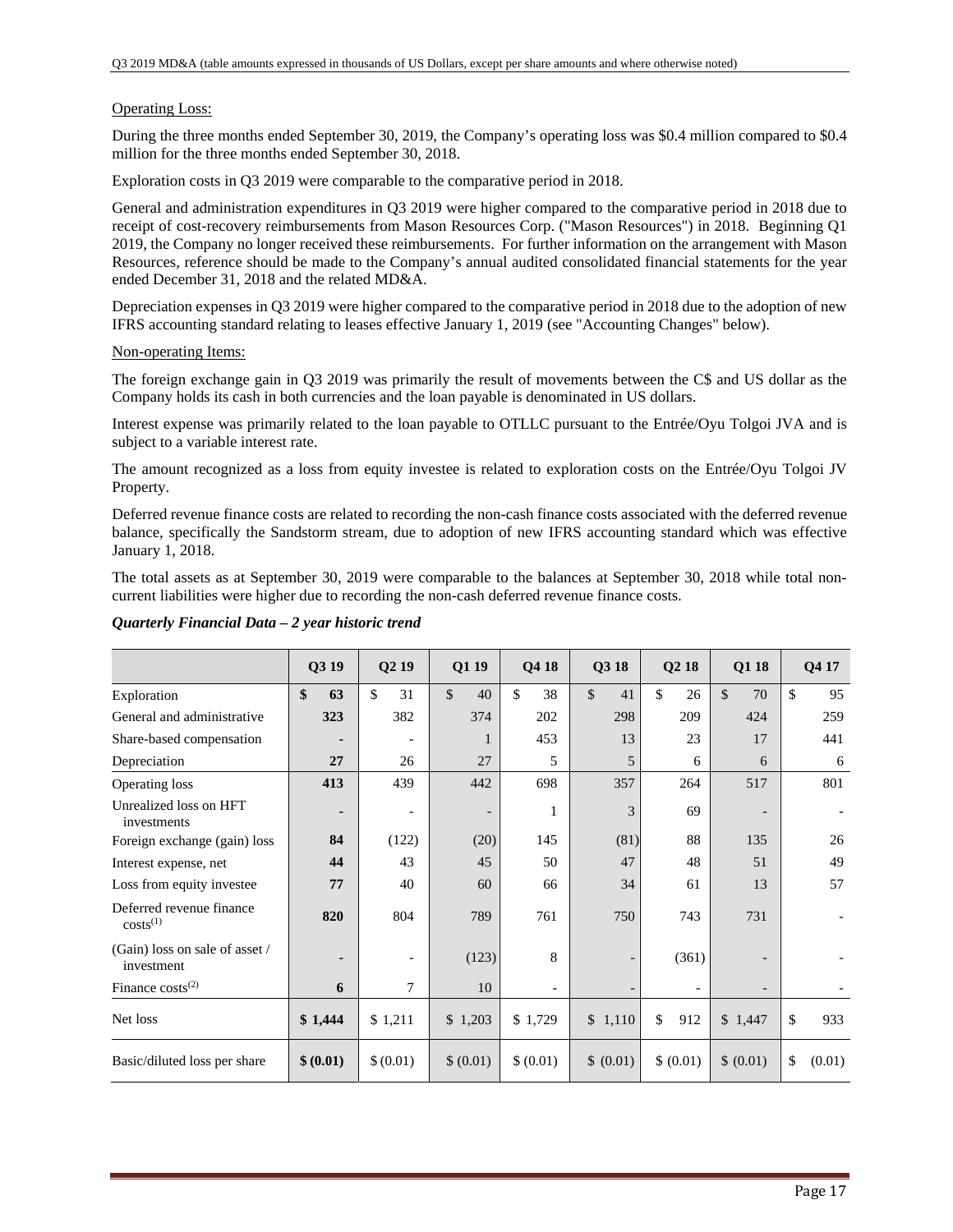Operating Loss:

During the three months ended September 30, 2019, the Company's operating loss was $0.4 million compared to $0.4 million for the three months ended September 30, 2018.

Exploration costs in Q3 2019 were comparable to the comparative period in 2018.

General and administration expenditures in Q3 2019 were higher compared to the comparative period in 2018 due to receipt of cost-recovery reimbursements from Mason Resources Corp. ("Mason Resources") in 2018. Beginning Q1 2019, the Company no longer received these reimbursements. For further information on the arrangement with Mason Resources, reference should be made to the Company's annual audited consolidated financial statements for the year ended December 31, 2018 and the related MD&A.

Depreciation expenses in Q3 2019 were higher compared to the comparative period in 2018 due to the adoption of new IFRS accounting standard relating to leases effective January 1, 2019 (see "Accounting Changes" below).

Non-operating Items:

The foreign exchange gain in Q3 2019 was primarily the result of movements between the C$ and US dollar as the Company holds its cash in both currencies and the loan payable is denominated in US dollars.

Interest expense was primarily related to the loan payable to OTLLC pursuant to the Entrée/Oyu Tolgoi JVA and is subject to a variable interest rate.

The amount recognized as a loss from equity investee is related to exploration costs on the Entrée/Oyu Tolgoi JV Property.

Deferred revenue finance costs are related to recording the non-cash finance costs associated with the deferred revenue balance, specifically the Sandstorm stream, due to adoption of new IFRS accounting standard which was effective January 1, 2018.

The total assets as at September 30, 2019 were comparable to the balances at September 30, 2018 while total non-current liabilities were higher due to recording the non-cash deferred revenue finance costs.

***Quarterly Financial Data – 2 year historic trend***

| | Q3 19 | Q2 19 | Q1 19 | Q4 18 | Q3 18 | Q2 18 | Q1 18 | Q4 17 |
|---|---|---|---|---|---|---|---|---|
| Exploration | **$ 63** | $ 31 | $ 40 | $ 38 | $ 41 | $ 26 | $ 70 | $ 95 |
| General and administrative | **323** | 382 | 374 | 202 | 298 | 209 | 424 | 259 |
| Share-based compensation | **-** | - | 1 | 453 | 13 | 23 | 17 | 441 |
| Depreciation | **27** | 26 | 27 | 5 | 5 | 6 | 6 | 6 |
| Operating loss | **413** | 439 | 442 | 698 | 357 | 264 | 517 | 801 |
| Unrealized loss on HFT investments | **-** | - | - | 1 | 3 | 69 | - | - |
| Foreign exchange (gain) loss | **84** | (122) | (20) | 145 | (81) | 88 | 135 | 26 |
| Interest expense, net | **44** | 43 | 45 | 50 | 47 | 48 | 51 | 49 |
| Loss from equity investee | **77** | 40 | 60 | 66 | 34 | 61 | 13 | 57 |
| Deferred revenue finance costs[(1)] | **820** | 804 | 789 | 761 | 750 | 743 | 731 | - |
| (Gain) loss on sale of asset / investment | **-** | - | (123) | 8 | - | (361) | - | - |
| Finance costs[(2)] | **6** | 7 | 10 | - | - | - | - | - |
| Net loss | **$ 1,444** | $ 1,211 | $ 1,203 | $ 1,729 | $ 1,110 | $ 912 | $ 1,447 | $ 933 |
| Basic/diluted loss per share | **$ (0.01)** | $ (0.01) | $ (0.01) | $ (0.01) | $ (0.01) | $ (0.01) | $ (0.01) | $ (0.01) |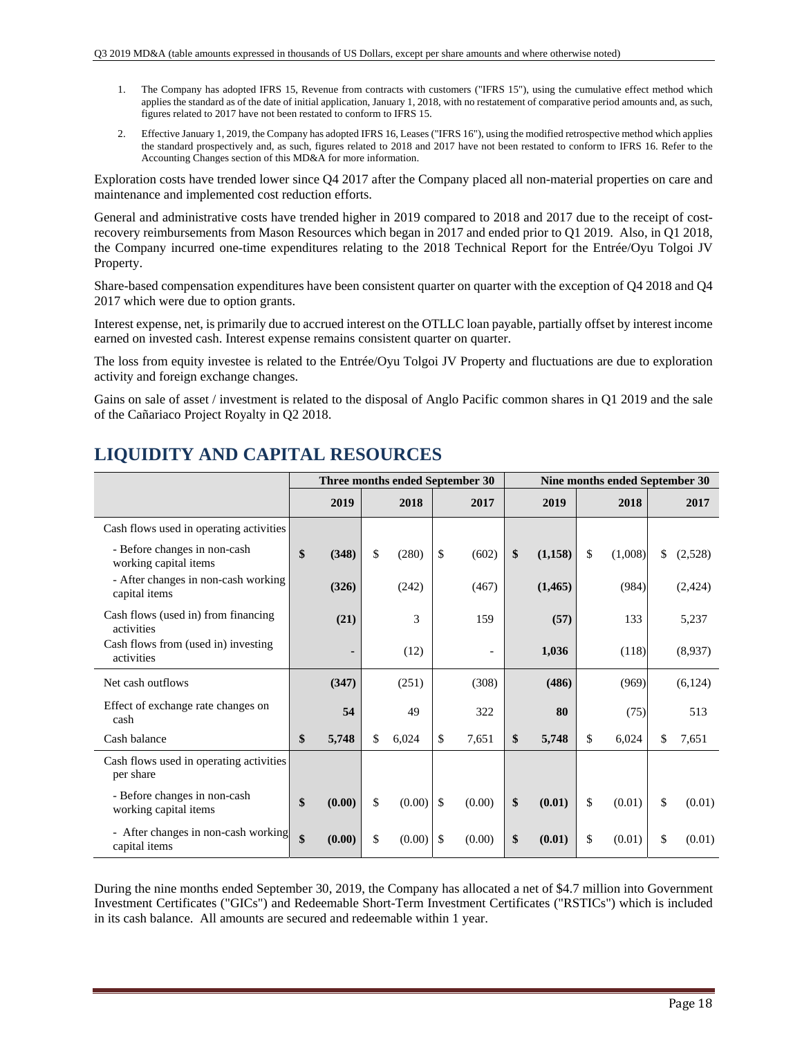1. The Company has adopted IFRS 15, Revenue from contracts with customers ("IFRS 15"), using the cumulative effect method which applies the standard as of the date of initial application, January 1, 2018, with no restatement of comparative period amounts and, as such, figures related to 2017 have not been restated to conform to IFRS 15.
2. Effective January 1, 2019, the Company has adopted IFRS 16, Leases ("IFRS 16"), using the modified retrospective method which applies the standard prospectively and, as such, figures related to 2018 and 2017 have not been restated to conform to IFRS 16. Refer to the Accounting Changes section of this MD&A for more information.

Exploration costs have trended lower since Q4 2017 after the Company placed all non-material properties on care and maintenance and implemented cost reduction efforts.

General and administrative costs have trended higher in 2019 compared to 2018 and 2017 due to the receipt of cost-recovery reimbursements from Mason Resources which began in 2017 and ended prior to Q1 2019. Also, in Q1 2018, the Company incurred one-time expenditures relating to the 2018 Technical Report for the Entrée/Oyu Tolgoi JV Property.

Share-based compensation expenditures have been consistent quarter on quarter with the exception of Q4 2018 and Q4 2017 which were due to option grants.

Interest expense, net, is primarily due to accrued interest on the OTLLC loan payable, partially offset by interest income earned on invested cash. Interest expense remains consistent quarter on quarter.

The loss from equity investee is related to the Entrée/Oyu Tolgoi JV Property and fluctuations are due to exploration activity and foreign exchange changes.

Gains on sale of asset / investment is related to the disposal of Anglo Pacific common shares in Q1 2019 and the sale of the Cañariaco Project Royalty in Q2 2018.

# LIQUIDITY AND CAPITAL RESOURCES

| | Three months ended September 30 | | | Nine months ended September 30 | | |
|---|---|---|---|---|---|---|
| | **2019** | 2018 | 2017 | **2019** | 2018 | 2017 |
| Cash flows used in operating activities | | | | | | |
| - Before changes in non-cash working capital items | **$ (348)** | $ (280) | $ (602) | **$ (1,158)** | $ (1,008) | $ (2,528) |
| - After changes in non-cash working capital items | **(326)** | (242) | (467) | **(1,465)** | (984) | (2,424) |
| Cash flows (used in) from financing activities | **(21)** | 3 | 159 | **(57)** | 133 | 5,237 |
| Cash flows from (used in) investing activities | **-** | (12) | - | **1,036** | (118) | (8,937) |
| Net cash outflows | **(347)** | (251) | (308) | **(486)** | (969) | (6,124) |
| Effect of exchange rate changes on cash | **54** | 49 | 322 | **80** | (75) | 513 |
| Cash balance | **$ 5,748** | $ 6,024 | $ 7,651 | **$ 5,748** | $ 6,024 | $ 7,651 |
| Cash flows used in operating activities per share | | | | | | |
| - Before changes in non-cash working capital items | **$ (0.00)** | $ (0.00) | $ (0.00) | **$ (0.01)** | $ (0.01) | $ (0.01) |
| - After changes in non-cash working capital items | **$ (0.00)** | $ (0.00) | $ (0.00) | **$ (0.01)** | $ (0.01) | $ (0.01) |

During the nine months ended September 30, 2019, the Company has allocated a net of $4.7 million into Government Investment Certificates ("GICs") and Redeemable Short-Term Investment Certificates ("RSTICs") which is included in its cash balance. All amounts are secured and redeemable within 1 year.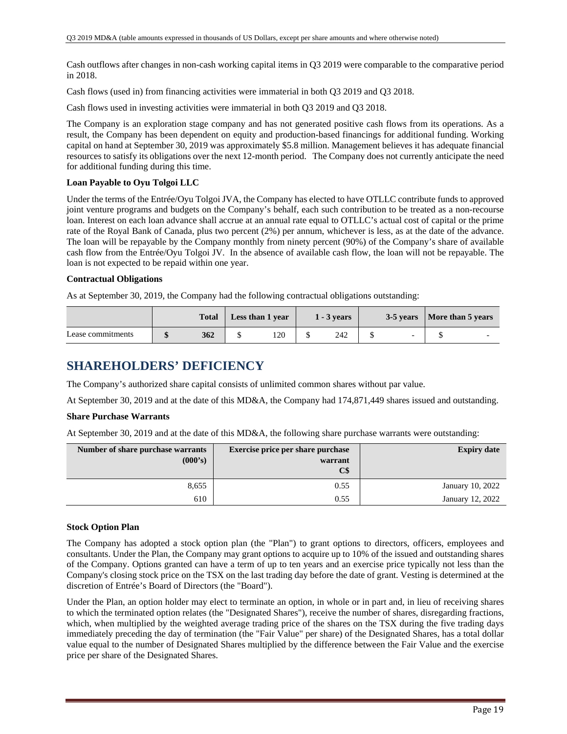Cash outflows after changes in non-cash working capital items in Q3 2019 were comparable to the comparative period in 2018.

Cash flows (used in) from financing activities were immaterial in both Q3 2019 and Q3 2018.

Cash flows used in investing activities were immaterial in both Q3 2019 and Q3 2018.

The Company is an exploration stage company and has not generated positive cash flows from its operations. As a result, the Company has been dependent on equity and production-based financings for additional funding. Working capital on hand at September 30, 2019 was approximately $5.8 million. Management believes it has adequate financial resources to satisfy its obligations over the next 12-month period. The Company does not currently anticipate the need for additional funding during this time.

**Loan Payable to Oyu Tolgoi LLC**

Under the terms of the Entrée/Oyu Tolgoi JVA, the Company has elected to have OTLLC contribute funds to approved joint venture programs and budgets on the Company's behalf, each such contribution to be treated as a non-recourse loan. Interest on each loan advance shall accrue at an annual rate equal to OTLLC's actual cost of capital or the prime rate of the Royal Bank of Canada, plus two percent (2%) per annum, whichever is less, as at the date of the advance. The loan will be repayable by the Company monthly from ninety percent (90%) of the Company's share of available cash flow from the Entrée/Oyu Tolgoi JV. In the absence of available cash flow, the loan will not be repayable. The loan is not expected to be repaid within one year.

**Contractual Obligations**

As at September 30, 2019, the Company had the following contractual obligations outstanding:

| | Total | Less than 1 year | 1 - 3 years | 3-5 years | More than 5 years |
|---|---|---|---|---|---|
| Lease commitments | **$ 362** | $ 120 | $ 242 | $ - | $ - |

# SHAREHOLDERS' DEFICIENCY

The Company's authorized share capital consists of unlimited common shares without par value.

At September 30, 2019 and at the date of this MD&A, the Company had 174,871,449 shares issued and outstanding.

**Share Purchase Warrants**

At September 30, 2019 and at the date of this MD&A, the following share purchase warrants were outstanding:

| Number of share purchase warrants (000's) | Exercise price per share purchase warrant C$ | Expiry date |
|---|---|---|
| 8,655 | 0.55 | January 10, 2022 |
| 610 | 0.55 | January 12, 2022 |

**Stock Option Plan**

The Company has adopted a stock option plan (the "Plan") to grant options to directors, officers, employees and consultants. Under the Plan, the Company may grant options to acquire up to 10% of the issued and outstanding shares of the Company. Options granted can have a term of up to ten years and an exercise price typically not less than the Company's closing stock price on the TSX on the last trading day before the date of grant. Vesting is determined at the discretion of Entrée's Board of Directors (the "Board").

Under the Plan, an option holder may elect to terminate an option, in whole or in part and, in lieu of receiving shares to which the terminated option relates (the "Designated Shares"), receive the number of shares, disregarding fractions, which, when multiplied by the weighted average trading price of the shares on the TSX during the five trading days immediately preceding the day of termination (the "Fair Value" per share) of the Designated Shares, has a total dollar value equal to the number of Designated Shares multiplied by the difference between the Fair Value and the exercise price per share of the Designated Shares.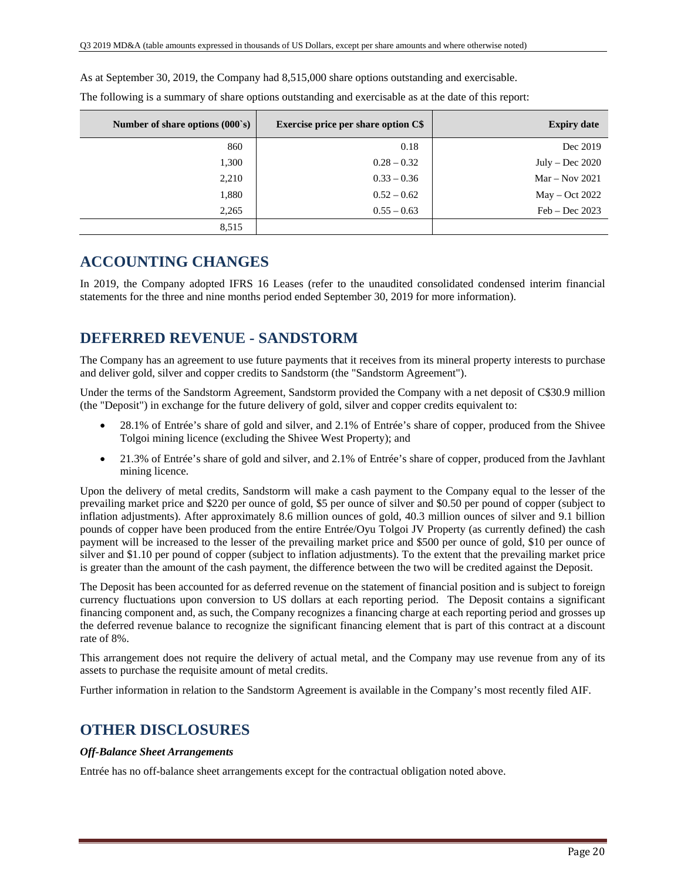As at September 30, 2019, the Company had 8,515,000 share options outstanding and exercisable.

The following is a summary of share options outstanding and exercisable as at the date of this report:

| Number of share options (000`s) | Exercise price per share option C$ | Expiry date |
|---|---|---|
| 860 | 0.18 | Dec 2019 |
| 1,300 | 0.28 – 0.32 | July – Dec 2020 |
| 2,210 | 0.33 – 0.36 | Mar – Nov 2021 |
| 1,880 | 0.52 – 0.62 | May – Oct 2022 |
| 2,265 | 0.55 – 0.63 | Feb – Dec 2023 |
| 8,515 | | |

## ACCOUNTING CHANGES

In 2019, the Company adopted IFRS 16 Leases (refer to the unaudited consolidated condensed interim financial statements for the three and nine months period ended September 30, 2019 for more information).

## DEFERRED REVENUE - SANDSTORM

The Company has an agreement to use future payments that it receives from its mineral property interests to purchase and deliver gold, silver and copper credits to Sandstorm (the "Sandstorm Agreement").

Under the terms of the Sandstorm Agreement, Sandstorm provided the Company with a net deposit of C$30.9 million (the "Deposit") in exchange for the future delivery of gold, silver and copper credits equivalent to:

- 28.1% of Entrée's share of gold and silver, and 2.1% of Entrée's share of copper, produced from the Shivee Tolgoi mining licence (excluding the Shivee West Property); and
- 21.3% of Entrée's share of gold and silver, and 2.1% of Entrée's share of copper, produced from the Javhlant mining licence.

Upon the delivery of metal credits, Sandstorm will make a cash payment to the Company equal to the lesser of the prevailing market price and $220 per ounce of gold, $5 per ounce of silver and $0.50 per pound of copper (subject to inflation adjustments). After approximately 8.6 million ounces of gold, 40.3 million ounces of silver and 9.1 billion pounds of copper have been produced from the entire Entrée/Oyu Tolgoi JV Property (as currently defined) the cash payment will be increased to the lesser of the prevailing market price and $500 per ounce of gold, $10 per ounce of silver and $1.10 per pound of copper (subject to inflation adjustments). To the extent that the prevailing market price is greater than the amount of the cash payment, the difference between the two will be credited against the Deposit.

The Deposit has been accounted for as deferred revenue on the statement of financial position and is subject to foreign currency fluctuations upon conversion to US dollars at each reporting period. The Deposit contains a significant financing component and, as such, the Company recognizes a financing charge at each reporting period and grosses up the deferred revenue balance to recognize the significant financing element that is part of this contract at a discount rate of 8%.

This arrangement does not require the delivery of actual metal, and the Company may use revenue from any of its assets to purchase the requisite amount of metal credits.

Further information in relation to the Sandstorm Agreement is available in the Company's most recently filed AIF.

## OTHER DISCLOSURES

### *Off-Balance Sheet Arrangements*

Entrée has no off-balance sheet arrangements except for the contractual obligation noted above.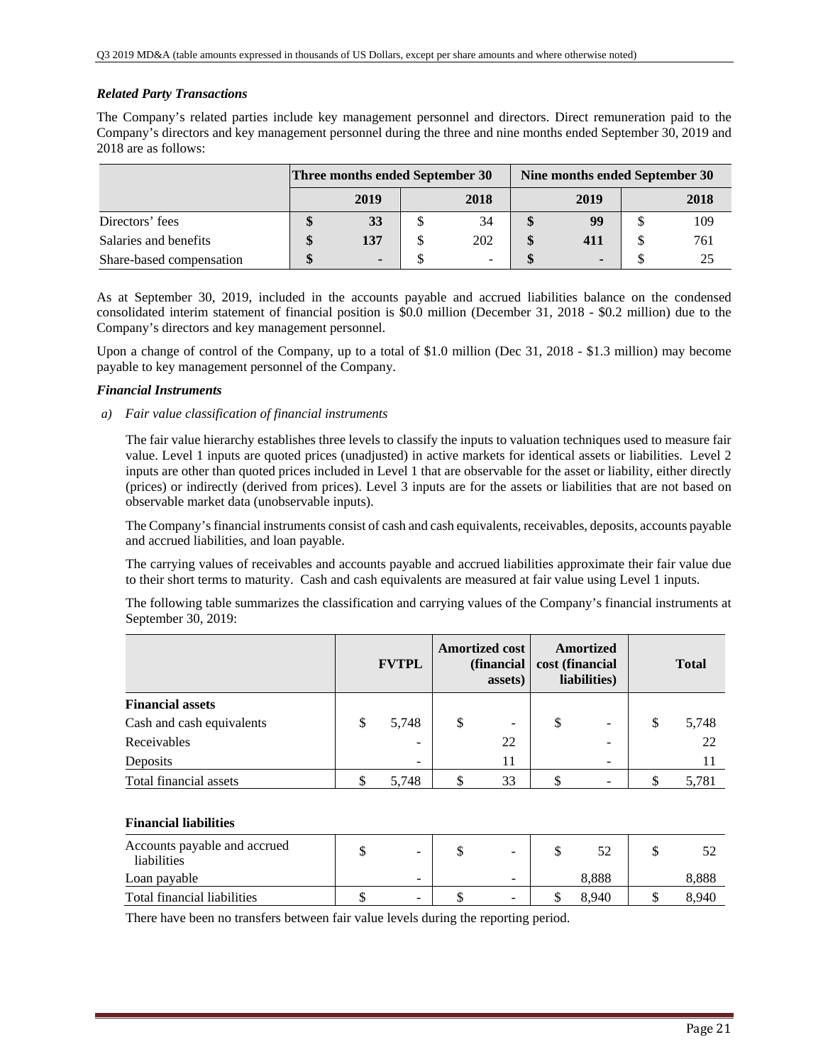### *Related Party Transactions*

The Company's related parties include key management personnel and directors. Direct remuneration paid to the Company's directors and key management personnel during the three and nine months ended September 30, 2019 and 2018 are as follows:

| | Three months ended September 30 | | Nine months ended September 30 | |
|---|---|---|---|---|
| | **2019** | **2018** | **2019** | **2018** |
| Directors' fees | **$ 33** | $ 34 | **$ 99** | $ 109 |
| Salaries and benefits | **$ 137** | $ 202 | **$ 411** | $ 761 |
| Share-based compensation | **$ -** | $ - | **$ -** | $ 25 |

As at September 30, 2019, included in the accounts payable and accrued liabilities balance on the condensed consolidated interim statement of financial position is $0.0 million (December 31, 2018 - $0.2 million) due to the Company's directors and key management personnel.

Upon a change of control of the Company, up to a total of $1.0 million (Dec 31, 2018 - $1.3 million) may become payable to key management personnel of the Company.

### *Financial Instruments*

*a) Fair value classification of financial instruments*

The fair value hierarchy establishes three levels to classify the inputs to valuation techniques used to measure fair value. Level 1 inputs are quoted prices (unadjusted) in active markets for identical assets or liabilities. Level 2 inputs are other than quoted prices included in Level 1 that are observable for the asset or liability, either directly (prices) or indirectly (derived from prices). Level 3 inputs are for the assets or liabilities that are not based on observable market data (unobservable inputs).

The Company's financial instruments consist of cash and cash equivalents, receivables, deposits, accounts payable and accrued liabilities, and loan payable.

The carrying values of receivables and accounts payable and accrued liabilities approximate their fair value due to their short terms to maturity. Cash and cash equivalents are measured at fair value using Level 1 inputs.

The following table summarizes the classification and carrying values of the Company's financial instruments at September 30, 2019:

| | FVTPL | Amortized cost (financial assets) | Amortized cost (financial liabilities) | Total |
|---|---|---|---|---|
| **Financial assets** | | | | |
| Cash and cash equivalents | $ 5,748 | $ - | $ - | $ 5,748 |
| Receivables | - | 22 | - | 22 |
| Deposits | - | 11 | - | 11 |
| Total financial assets | $ 5,748 | $ 33 | $ - | $ 5,781 |
| | | | | |
| **Financial liabilities** | | | | |
| Accounts payable and accrued liabilities | $ - | $ - | $ 52 | $ 52 |
| Loan payable | - | - | 8,888 | 8,888 |
| Total financial liabilities | $ - | $ - | $ 8,940 | $ 8,940 |

There have been no transfers between fair value levels during the reporting period.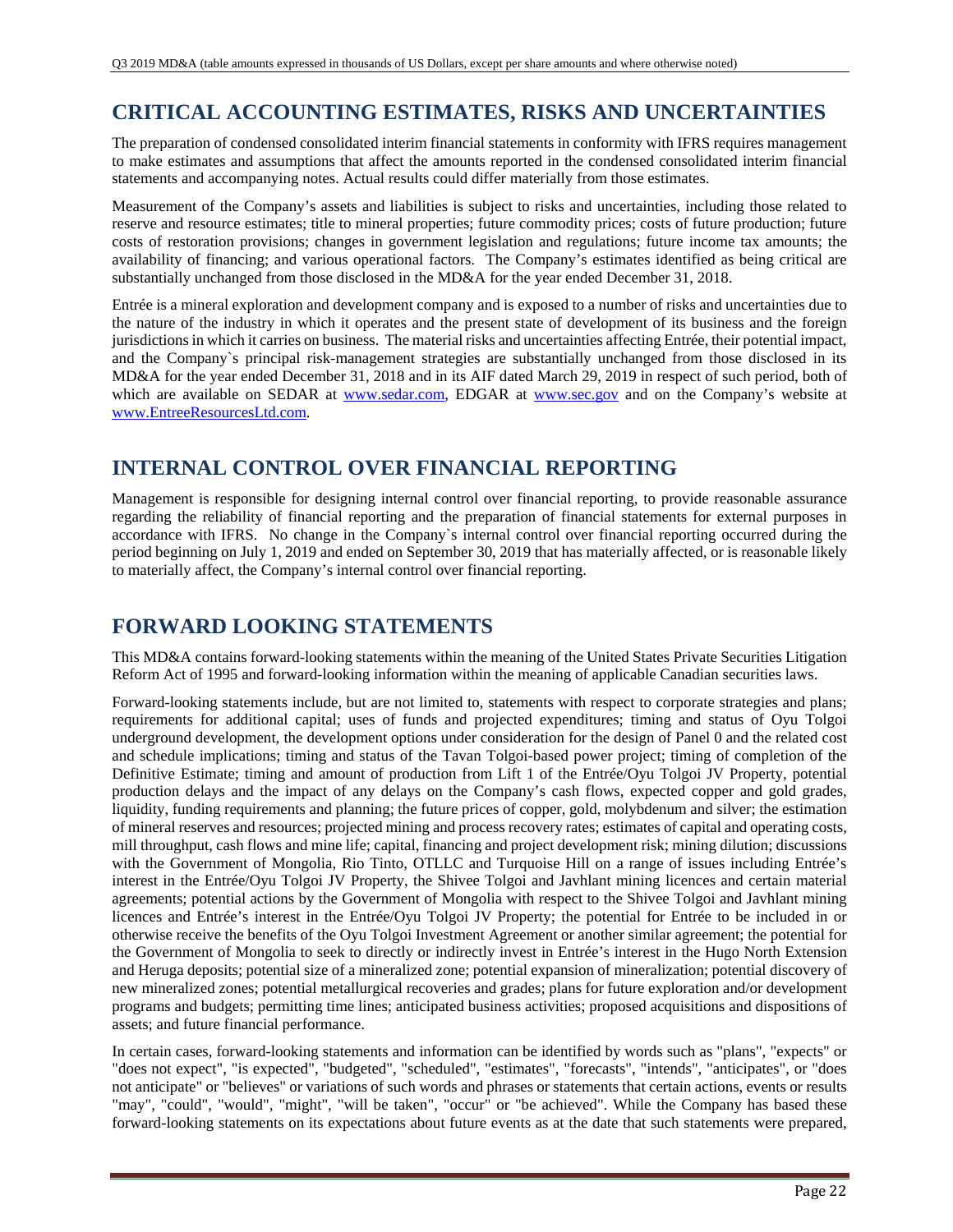## CRITICAL ACCOUNTING ESTIMATES, RISKS AND UNCERTAINTIES

The preparation of condensed consolidated interim financial statements in conformity with IFRS requires management to make estimates and assumptions that affect the amounts reported in the condensed consolidated interim financial statements and accompanying notes. Actual results could differ materially from those estimates.

Measurement of the Company's assets and liabilities is subject to risks and uncertainties, including those related to reserve and resource estimates; title to mineral properties; future commodity prices; costs of future production; future costs of restoration provisions; changes in government legislation and regulations; future income tax amounts; the availability of financing; and various operational factors. The Company's estimates identified as being critical are substantially unchanged from those disclosed in the MD&A for the year ended December 31, 2018.

Entrée is a mineral exploration and development company and is exposed to a number of risks and uncertainties due to the nature of the industry in which it operates and the present state of development of its business and the foreign jurisdictions in which it carries on business. The material risks and uncertainties affecting Entrée, their potential impact, and the Company`s principal risk-management strategies are substantially unchanged from those disclosed in its MD&A for the year ended December 31, 2018 and in its AIF dated March 29, 2019 in respect of such period, both of which are available on SEDAR at www.sedar.com, EDGAR at www.sec.gov and on the Company's website at www.EntreeResourcesLtd.com.

## INTERNAL CONTROL OVER FINANCIAL REPORTING

Management is responsible for designing internal control over financial reporting, to provide reasonable assurance regarding the reliability of financial reporting and the preparation of financial statements for external purposes in accordance with IFRS. No change in the Company`s internal control over financial reporting occurred during the period beginning on July 1, 2019 and ended on September 30, 2019 that has materially affected, or is reasonable likely to materially affect, the Company's internal control over financial reporting.

## FORWARD LOOKING STATEMENTS

This MD&A contains forward-looking statements within the meaning of the United States Private Securities Litigation Reform Act of 1995 and forward-looking information within the meaning of applicable Canadian securities laws.

Forward-looking statements include, but are not limited to, statements with respect to corporate strategies and plans; requirements for additional capital; uses of funds and projected expenditures; timing and status of Oyu Tolgoi underground development, the development options under consideration for the design of Panel 0 and the related cost and schedule implications; timing and status of the Tavan Tolgoi-based power project; timing of completion of the Definitive Estimate; timing and amount of production from Lift 1 of the Entrée/Oyu Tolgoi JV Property, potential production delays and the impact of any delays on the Company's cash flows, expected copper and gold grades, liquidity, funding requirements and planning; the future prices of copper, gold, molybdenum and silver; the estimation of mineral reserves and resources; projected mining and process recovery rates; estimates of capital and operating costs, mill throughput, cash flows and mine life; capital, financing and project development risk; mining dilution; discussions with the Government of Mongolia, Rio Tinto, OTLLC and Turquoise Hill on a range of issues including Entrée's interest in the Entrée/Oyu Tolgoi JV Property, the Shivee Tolgoi and Javhlant mining licences and certain material agreements; potential actions by the Government of Mongolia with respect to the Shivee Tolgoi and Javhlant mining licences and Entrée's interest in the Entrée/Oyu Tolgoi JV Property; the potential for Entrée to be included in or otherwise receive the benefits of the Oyu Tolgoi Investment Agreement or another similar agreement; the potential for the Government of Mongolia to seek to directly or indirectly invest in Entrée's interest in the Hugo North Extension and Heruga deposits; potential size of a mineralized zone; potential expansion of mineralization; potential discovery of new mineralized zones; potential metallurgical recoveries and grades; plans for future exploration and/or development programs and budgets; permitting time lines; anticipated business activities; proposed acquisitions and dispositions of assets; and future financial performance.

In certain cases, forward-looking statements and information can be identified by words such as "plans", "expects" or "does not expect", "is expected", "budgeted", "scheduled", "estimates", "forecasts", "intends", "anticipates", or "does not anticipate" or "believes" or variations of such words and phrases or statements that certain actions, events or results "may", "could", "would", "might", "will be taken", "occur" or "be achieved". While the Company has based these forward-looking statements on its expectations about future events as at the date that such statements were prepared,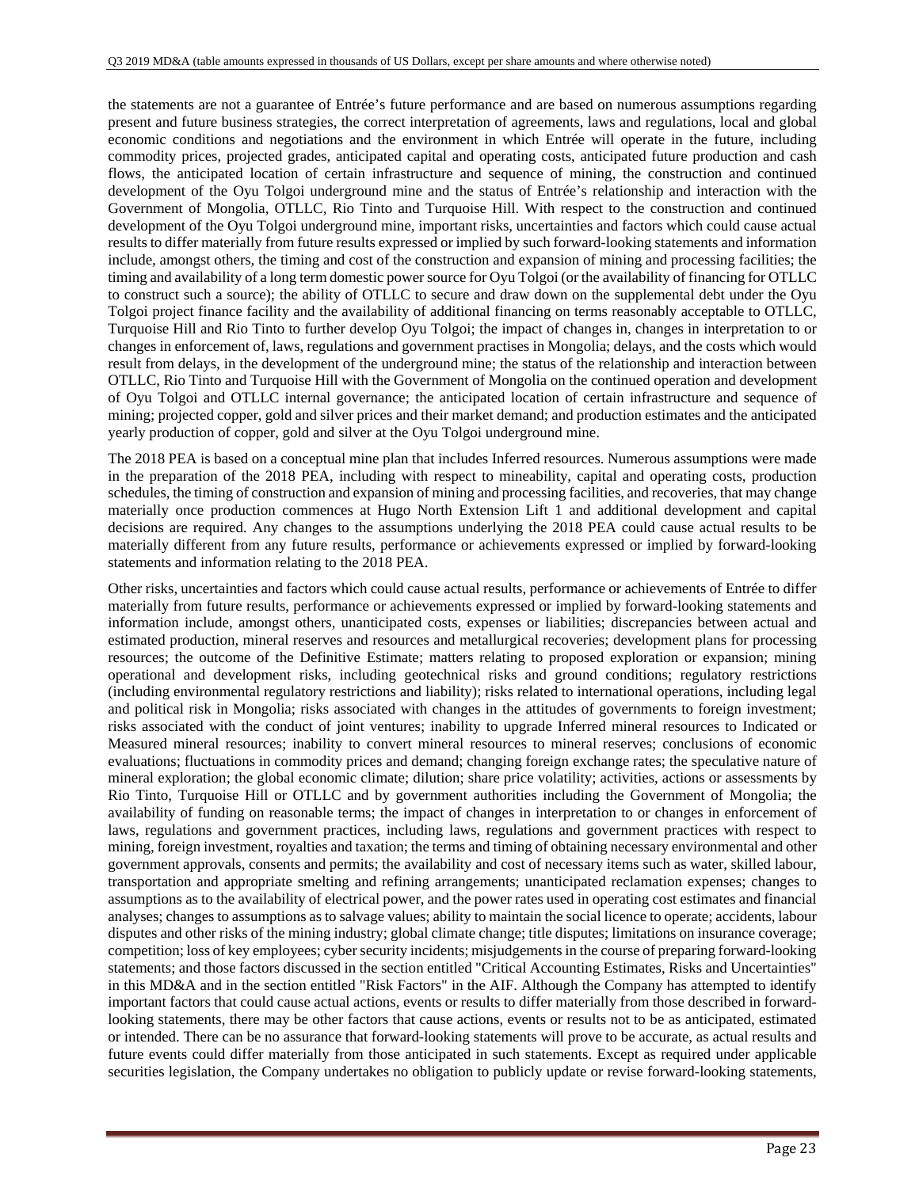the statements are not a guarantee of Entrée's future performance and are based on numerous assumptions regarding present and future business strategies, the correct interpretation of agreements, laws and regulations, local and global economic conditions and negotiations and the environment in which Entrée will operate in the future, including commodity prices, projected grades, anticipated capital and operating costs, anticipated future production and cash flows, the anticipated location of certain infrastructure and sequence of mining, the construction and continued development of the Oyu Tolgoi underground mine and the status of Entrée's relationship and interaction with the Government of Mongolia, OTLLC, Rio Tinto and Turquoise Hill. With respect to the construction and continued development of the Oyu Tolgoi underground mine, important risks, uncertainties and factors which could cause actual results to differ materially from future results expressed or implied by such forward-looking statements and information include, amongst others, the timing and cost of the construction and expansion of mining and processing facilities; the timing and availability of a long term domestic power source for Oyu Tolgoi (or the availability of financing for OTLLC to construct such a source); the ability of OTLLC to secure and draw down on the supplemental debt under the Oyu Tolgoi project finance facility and the availability of additional financing on terms reasonably acceptable to OTLLC, Turquoise Hill and Rio Tinto to further develop Oyu Tolgoi; the impact of changes in, changes in interpretation to or changes in enforcement of, laws, regulations and government practises in Mongolia; delays, and the costs which would result from delays, in the development of the underground mine; the status of the relationship and interaction between OTLLC, Rio Tinto and Turquoise Hill with the Government of Mongolia on the continued operation and development of Oyu Tolgoi and OTLLC internal governance; the anticipated location of certain infrastructure and sequence of mining; projected copper, gold and silver prices and their market demand; and production estimates and the anticipated yearly production of copper, gold and silver at the Oyu Tolgoi underground mine.

The 2018 PEA is based on a conceptual mine plan that includes Inferred resources. Numerous assumptions were made in the preparation of the 2018 PEA, including with respect to mineability, capital and operating costs, production schedules, the timing of construction and expansion of mining and processing facilities, and recoveries, that may change materially once production commences at Hugo North Extension Lift 1 and additional development and capital decisions are required. Any changes to the assumptions underlying the 2018 PEA could cause actual results to be materially different from any future results, performance or achievements expressed or implied by forward-looking statements and information relating to the 2018 PEA.

Other risks, uncertainties and factors which could cause actual results, performance or achievements of Entrée to differ materially from future results, performance or achievements expressed or implied by forward-looking statements and information include, amongst others, unanticipated costs, expenses or liabilities; discrepancies between actual and estimated production, mineral reserves and resources and metallurgical recoveries; development plans for processing resources; the outcome of the Definitive Estimate; matters relating to proposed exploration or expansion; mining operational and development risks, including geotechnical risks and ground conditions; regulatory restrictions (including environmental regulatory restrictions and liability); risks related to international operations, including legal and political risk in Mongolia; risks associated with changes in the attitudes of governments to foreign investment; risks associated with the conduct of joint ventures; inability to upgrade Inferred mineral resources to Indicated or Measured mineral resources; inability to convert mineral resources to mineral reserves; conclusions of economic evaluations; fluctuations in commodity prices and demand; changing foreign exchange rates; the speculative nature of mineral exploration; the global economic climate; dilution; share price volatility; activities, actions or assessments by Rio Tinto, Turquoise Hill or OTLLC and by government authorities including the Government of Mongolia; the availability of funding on reasonable terms; the impact of changes in interpretation to or changes in enforcement of laws, regulations and government practices, including laws, regulations and government practices with respect to mining, foreign investment, royalties and taxation; the terms and timing of obtaining necessary environmental and other government approvals, consents and permits; the availability and cost of necessary items such as water, skilled labour, transportation and appropriate smelting and refining arrangements; unanticipated reclamation expenses; changes to assumptions as to the availability of electrical power, and the power rates used in operating cost estimates and financial analyses; changes to assumptions as to salvage values; ability to maintain the social licence to operate; accidents, labour disputes and other risks of the mining industry; global climate change; title disputes; limitations on insurance coverage; competition; loss of key employees; cyber security incidents; misjudgements in the course of preparing forward-looking statements; and those factors discussed in the section entitled "Critical Accounting Estimates, Risks and Uncertainties" in this MD&A and in the section entitled "Risk Factors" in the AIF. Although the Company has attempted to identify important factors that could cause actual actions, events or results to differ materially from those described in forward-looking statements, there may be other factors that cause actions, events or results not to be as anticipated, estimated or intended. There can be no assurance that forward-looking statements will prove to be accurate, as actual results and future events could differ materially from those anticipated in such statements. Except as required under applicable securities legislation, the Company undertakes no obligation to publicly update or revise forward-looking statements,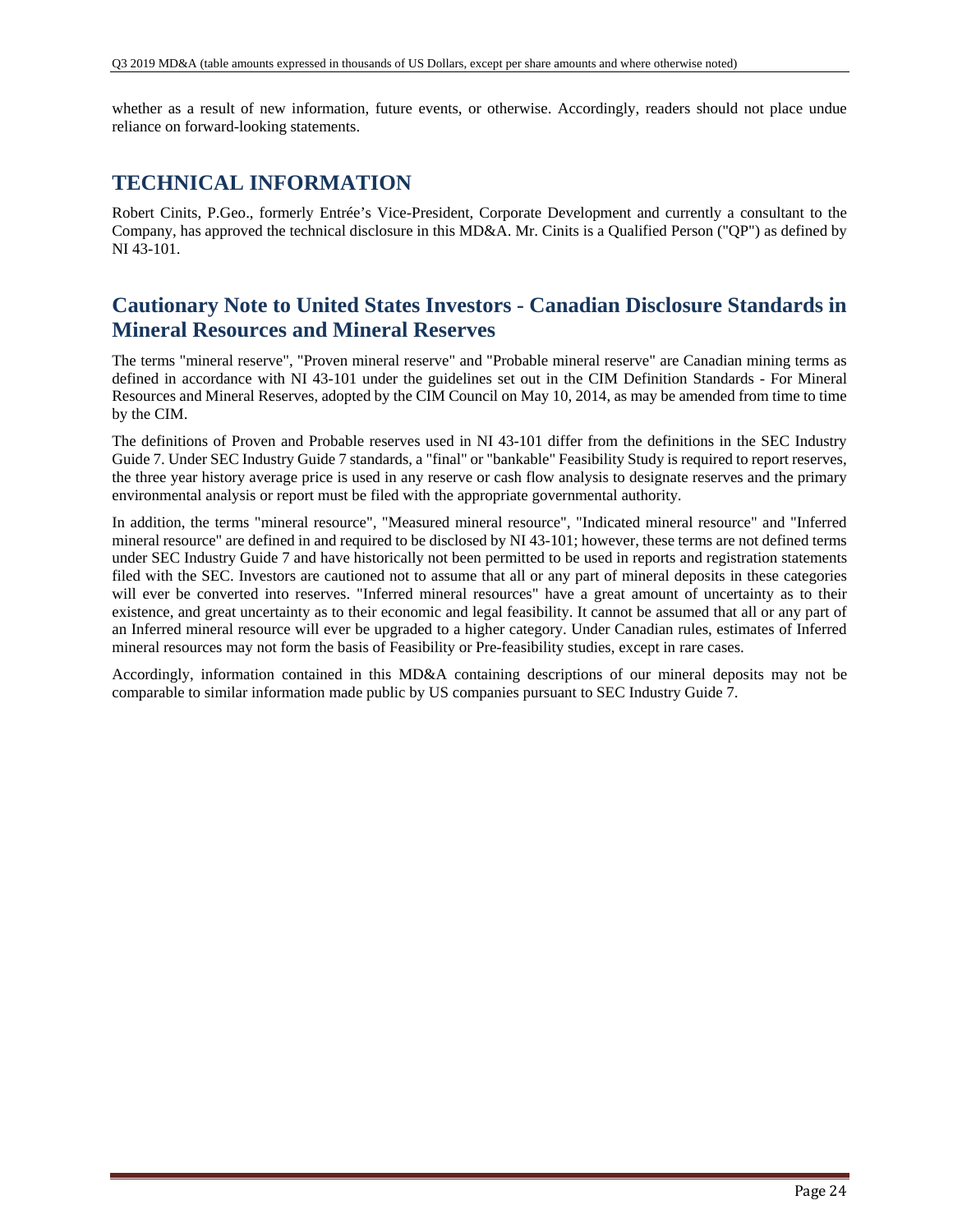whether as a result of new information, future events, or otherwise. Accordingly, readers should not place undue reliance on forward-looking statements.

# TECHNICAL INFORMATION

Robert Cinits, P.Geo., formerly Entrée's Vice-President, Corporate Development and currently a consultant to the Company, has approved the technical disclosure in this MD&A. Mr. Cinits is a Qualified Person ("QP") as defined by NI 43-101.

## Cautionary Note to United States Investors - Canadian Disclosure Standards in Mineral Resources and Mineral Reserves

The terms "mineral reserve", "Proven mineral reserve" and "Probable mineral reserve" are Canadian mining terms as defined in accordance with NI 43-101 under the guidelines set out in the CIM Definition Standards - For Mineral Resources and Mineral Reserves, adopted by the CIM Council on May 10, 2014, as may be amended from time to time by the CIM.

The definitions of Proven and Probable reserves used in NI 43-101 differ from the definitions in the SEC Industry Guide 7. Under SEC Industry Guide 7 standards, a "final" or "bankable" Feasibility Study is required to report reserves, the three year history average price is used in any reserve or cash flow analysis to designate reserves and the primary environmental analysis or report must be filed with the appropriate governmental authority.

In addition, the terms "mineral resource", "Measured mineral resource", "Indicated mineral resource" and "Inferred mineral resource" are defined in and required to be disclosed by NI 43-101; however, these terms are not defined terms under SEC Industry Guide 7 and have historically not been permitted to be used in reports and registration statements filed with the SEC. Investors are cautioned not to assume that all or any part of mineral deposits in these categories will ever be converted into reserves. "Inferred mineral resources" have a great amount of uncertainty as to their existence, and great uncertainty as to their economic and legal feasibility. It cannot be assumed that all or any part of an Inferred mineral resource will ever be upgraded to a higher category. Under Canadian rules, estimates of Inferred mineral resources may not form the basis of Feasibility or Pre-feasibility studies, except in rare cases.

Accordingly, information contained in this MD&A containing descriptions of our mineral deposits may not be comparable to similar information made public by US companies pursuant to SEC Industry Guide 7.